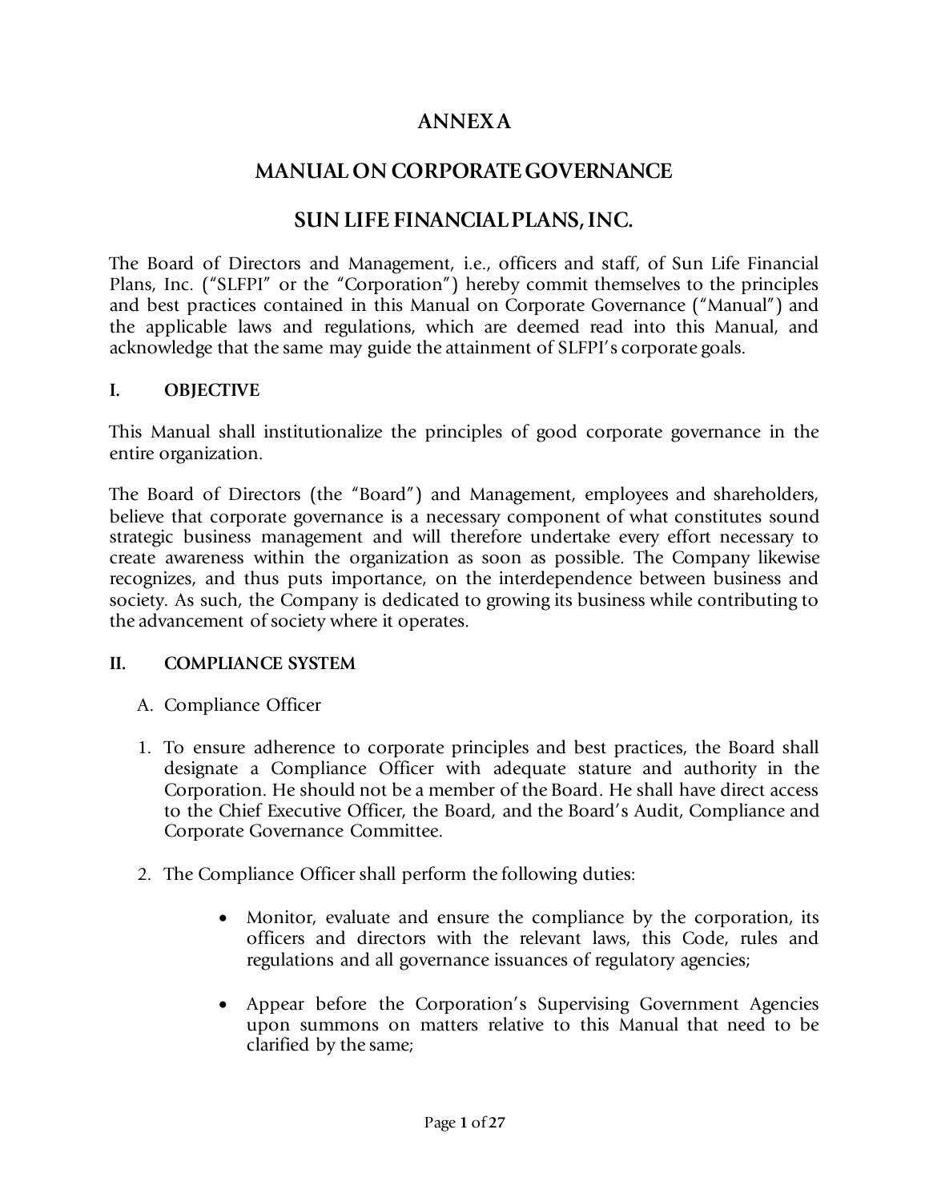# ANNEX A

# MANUAL ON CORPORATE GOVERNANCE

# SUN LIFE FINANCIAL PLANS, INC.

The Board of Directors and Management, i.e., officers and staff, of Sun Life Financial Plans, Inc. ("SLFPI" or the "Corporation") hereby commit themselves to the principles and best practices contained in this Manual on Corporate Governance ("Manual") and the applicable laws and regulations, which are deemed read into this Manual, and acknowledge that the same may guide the attainment of SLFPI's corporate goals.

## I. OBJECTIVE

This Manual shall institutionalize the principles of good corporate governance in the entire organization.

The Board of Directors (the "Board") and Management, employees and shareholders, believe that corporate governance is a necessary component of what constitutes sound strategic business management and will therefore undertake every effort necessary to create awareness within the organization as soon as possible. The Company likewise recognizes, and thus puts importance, on the interdependence between business and society. As such, the Company is dedicated to growing its business while contributing to the advancement of society where it operates.

## II. COMPLIANCE SYSTEM

A. Compliance Officer

1. To ensure adherence to corporate principles and best practices, the Board shall designate a Compliance Officer with adequate stature and authority in the Corporation. He should not be a member of the Board. He shall have direct access to the Chief Executive Officer, the Board, and the Board's Audit, Compliance and Corporate Governance Committee.

2. The Compliance Officer shall perform the following duties:

    - Monitor, evaluate and ensure the compliance by the corporation, its officers and directors with the relevant laws, this Code, rules and regulations and all governance issuances of regulatory agencies;
    - Appear before the Corporation's Supervising Government Agencies upon summons on matters relative to this Manual that need to be clarified by the same;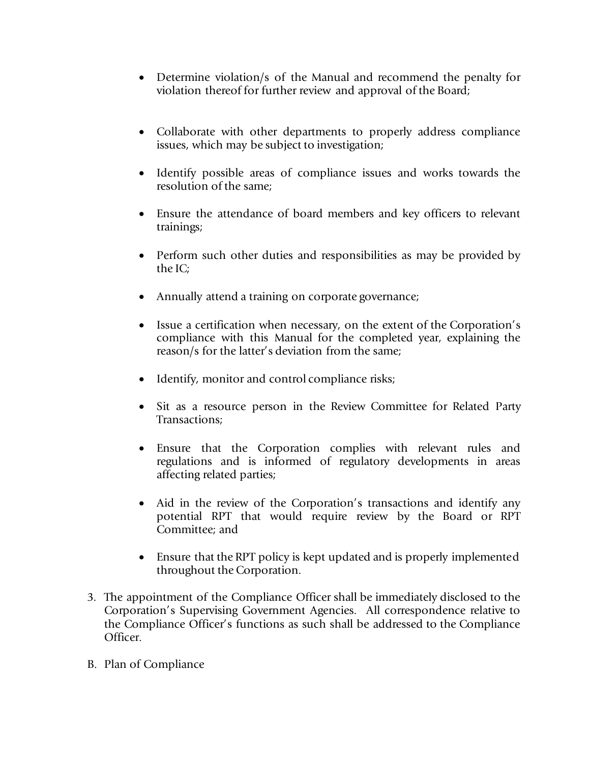- Determine violation/s of the Manual and recommend the penalty for violation thereof for further review and approval of the Board;

- Collaborate with other departments to properly address compliance issues, which may be subject to investigation;

- Identify possible areas of compliance issues and works towards the resolution of the same;

- Ensure the attendance of board members and key officers to relevant trainings;

- Perform such other duties and responsibilities as may be provided by the IC;

- Annually attend a training on corporate governance;

- Issue a certification when necessary, on the extent of the Corporation's compliance with this Manual for the completed year, explaining the reason/s for the latter's deviation from the same;

- Identify, monitor and control compliance risks;

- Sit as a resource person in the Review Committee for Related Party Transactions;

- Ensure that the Corporation complies with relevant rules and regulations and is informed of regulatory developments in areas affecting related parties;

- Aid in the review of the Corporation's transactions and identify any potential RPT that would require review by the Board or RPT Committee; and

- Ensure that the RPT policy is kept updated and is properly implemented throughout the Corporation.

3. The appointment of the Compliance Officer shall be immediately disclosed to the Corporation's Supervising Government Agencies. All correspondence relative to the Compliance Officer's functions as such shall be addressed to the Compliance Officer.

B. Plan of Compliance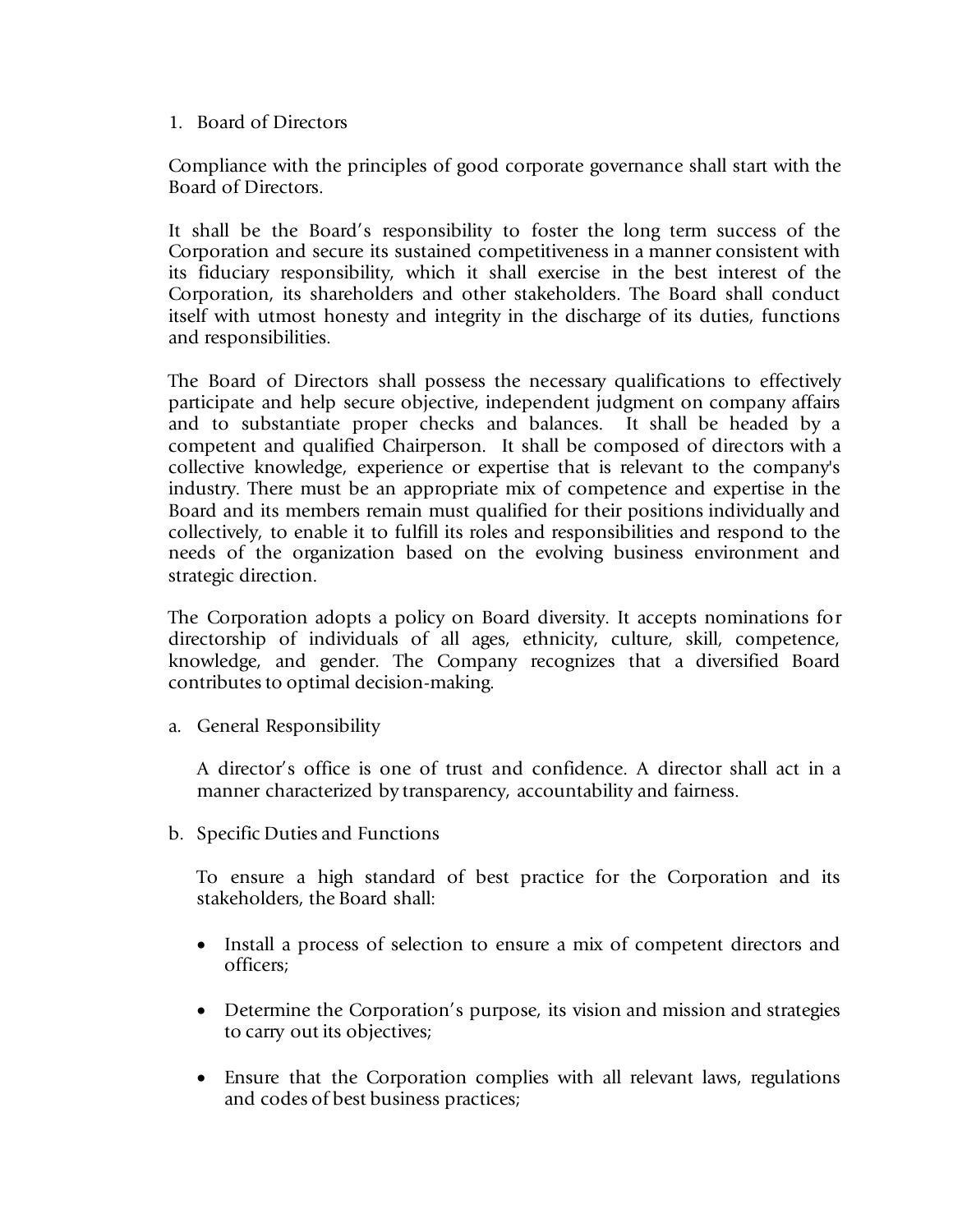1. Board of Directors

Compliance with the principles of good corporate governance shall start with the Board of Directors.

It shall be the Board's responsibility to foster the long term success of the Corporation and secure its sustained competitiveness in a manner consistent with its fiduciary responsibility, which it shall exercise in the best interest of the Corporation, its shareholders and other stakeholders. The Board shall conduct itself with utmost honesty and integrity in the discharge of its duties, functions and responsibilities.

The Board of Directors shall possess the necessary qualifications to effectively participate and help secure objective, independent judgment on company affairs and to substantiate proper checks and balances. It shall be headed by a competent and qualified Chairperson. It shall be composed of directors with a collective knowledge, experience or expertise that is relevant to the company's industry. There must be an appropriate mix of competence and expertise in the Board and its members remain must qualified for their positions individually and collectively, to enable it to fulfill its roles and responsibilities and respond to the needs of the organization based on the evolving business environment and strategic direction.

The Corporation adopts a policy on Board diversity. It accepts nominations for directorship of individuals of all ages, ethnicity, culture, skill, competence, knowledge, and gender. The Company recognizes that a diversified Board contributes to optimal decision-making.

a. General Responsibility

   A director's office is one of trust and confidence. A director shall act in a manner characterized by transparency, accountability and fairness.

b. Specific Duties and Functions

   To ensure a high standard of best practice for the Corporation and its stakeholders, the Board shall:

   - Install a process of selection to ensure a mix of competent directors and officers;

   - Determine the Corporation's purpose, its vision and mission and strategies to carry out its objectives;

   - Ensure that the Corporation complies with all relevant laws, regulations and codes of best business practices;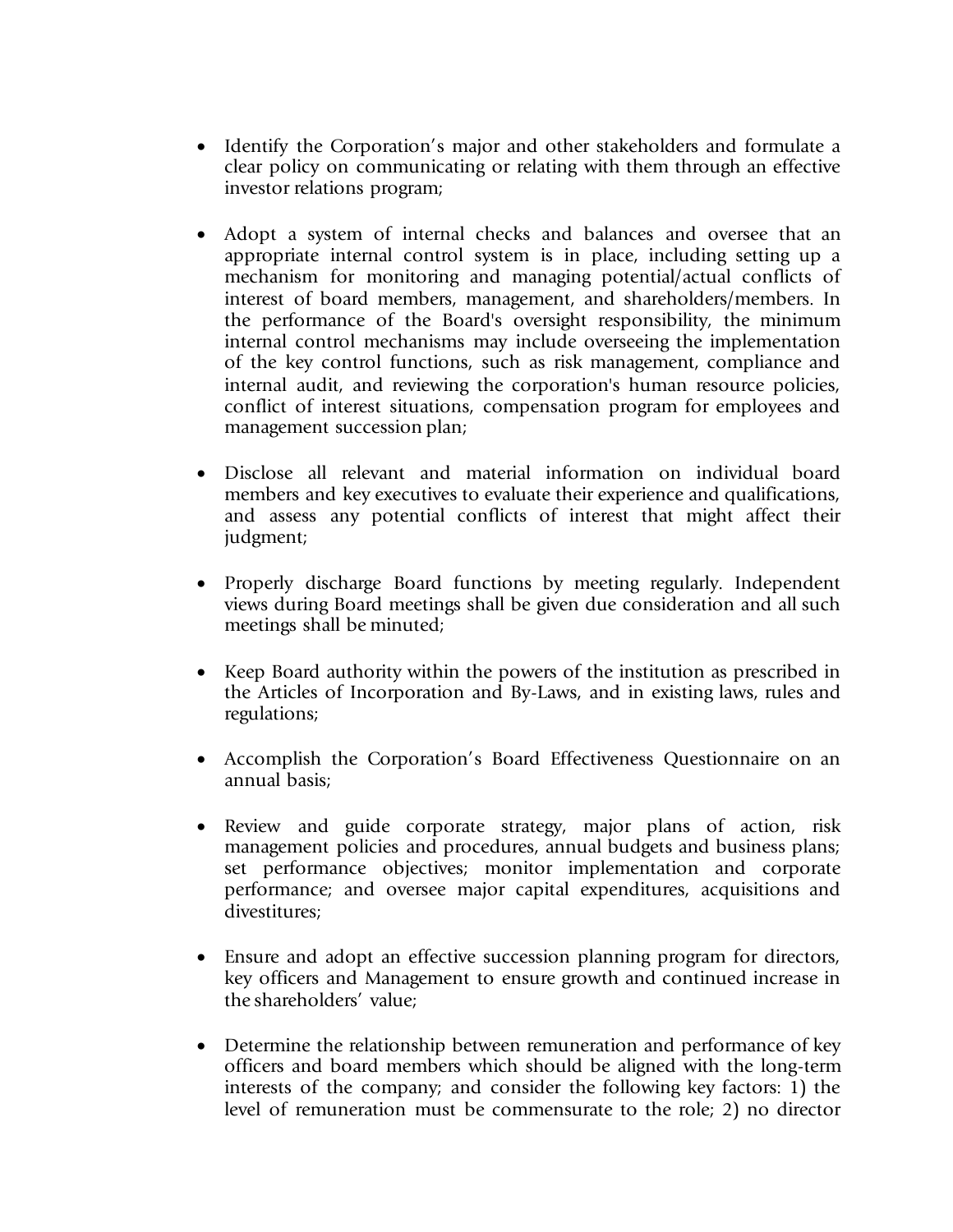- Identify the Corporation's major and other stakeholders and formulate a clear policy on communicating or relating with them through an effective investor relations program;

- Adopt a system of internal checks and balances and oversee that an appropriate internal control system is in place, including setting up a mechanism for monitoring and managing potential/actual conflicts of interest of board members, management, and shareholders/members. In the performance of the Board's oversight responsibility, the minimum internal control mechanisms may include overseeing the implementation of the key control functions, such as risk management, compliance and internal audit, and reviewing the corporation's human resource policies, conflict of interest situations, compensation program for employees and management succession plan;

- Disclose all relevant and material information on individual board members and key executives to evaluate their experience and qualifications, and assess any potential conflicts of interest that might affect their judgment;

- Properly discharge Board functions by meeting regularly. Independent views during Board meetings shall be given due consideration and all such meetings shall be minuted;

- Keep Board authority within the powers of the institution as prescribed in the Articles of Incorporation and By-Laws, and in existing laws, rules and regulations;

- Accomplish the Corporation's Board Effectiveness Questionnaire on an annual basis;

- Review and guide corporate strategy, major plans of action, risk management policies and procedures, annual budgets and business plans; set performance objectives; monitor implementation and corporate performance; and oversee major capital expenditures, acquisitions and divestitures;

- Ensure and adopt an effective succession planning program for directors, key officers and Management to ensure growth and continued increase in the shareholders' value;

- Determine the relationship between remuneration and performance of key officers and board members which should be aligned with the long-term interests of the company; and consider the following key factors: 1) the level of remuneration must be commensurate to the role; 2) no director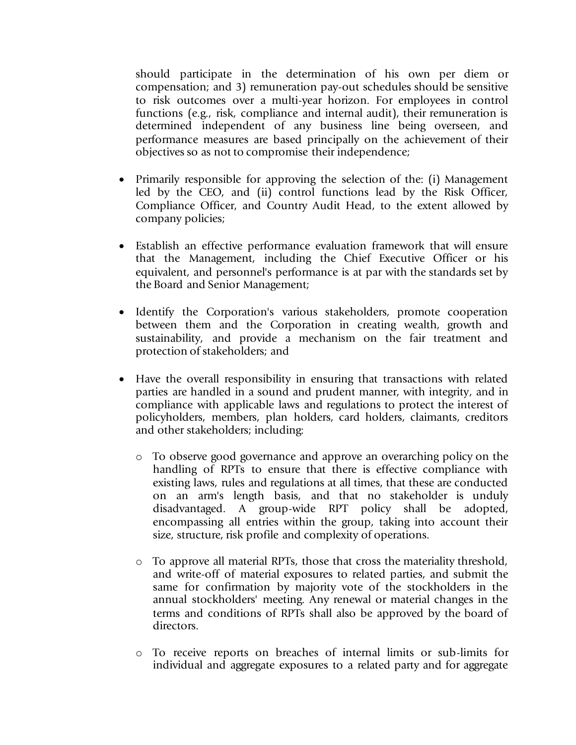should participate in the determination of his own per diem or compensation; and 3) remuneration pay-out schedules should be sensitive to risk outcomes over a multi-year horizon. For employees in control functions (e.g., risk, compliance and internal audit), their remuneration is determined independent of any business line being overseen, and performance measures are based principally on the achievement of their objectives so as not to compromise their independence;

- Primarily responsible for approving the selection of the: (i) Management led by the CEO, and (ii) control functions lead by the Risk Officer, Compliance Officer, and Country Audit Head, to the extent allowed by company policies;

- Establish an effective performance evaluation framework that will ensure that the Management, including the Chief Executive Officer or his equivalent, and personnel's performance is at par with the standards set by the Board and Senior Management;

- Identify the Corporation's various stakeholders, promote cooperation between them and the Corporation in creating wealth, growth and sustainability, and provide a mechanism on the fair treatment and protection of stakeholders; and

- Have the overall responsibility in ensuring that transactions with related parties are handled in a sound and prudent manner, with integrity, and in compliance with applicable laws and regulations to protect the interest of policyholders, members, plan holders, card holders, claimants, creditors and other stakeholders; including:

    - To observe good governance and approve an overarching policy on the handling of RPTs to ensure that there is effective compliance with existing laws, rules and regulations at all times, that these are conducted on an arm's length basis, and that no stakeholder is unduly disadvantaged. A group-wide RPT policy shall be adopted, encompassing all entries within the group, taking into account their size, structure, risk profile and complexity of operations.

    - To approve all material RPTs, those that cross the materiality threshold, and write-off of material exposures to related parties, and submit the same for confirmation by majority vote of the stockholders in the annual stockholders' meeting. Any renewal or material changes in the terms and conditions of RPTs shall also be approved by the board of directors.

    - To receive reports on breaches of internal limits or sub-limits for individual and aggregate exposures to a related party and for aggregate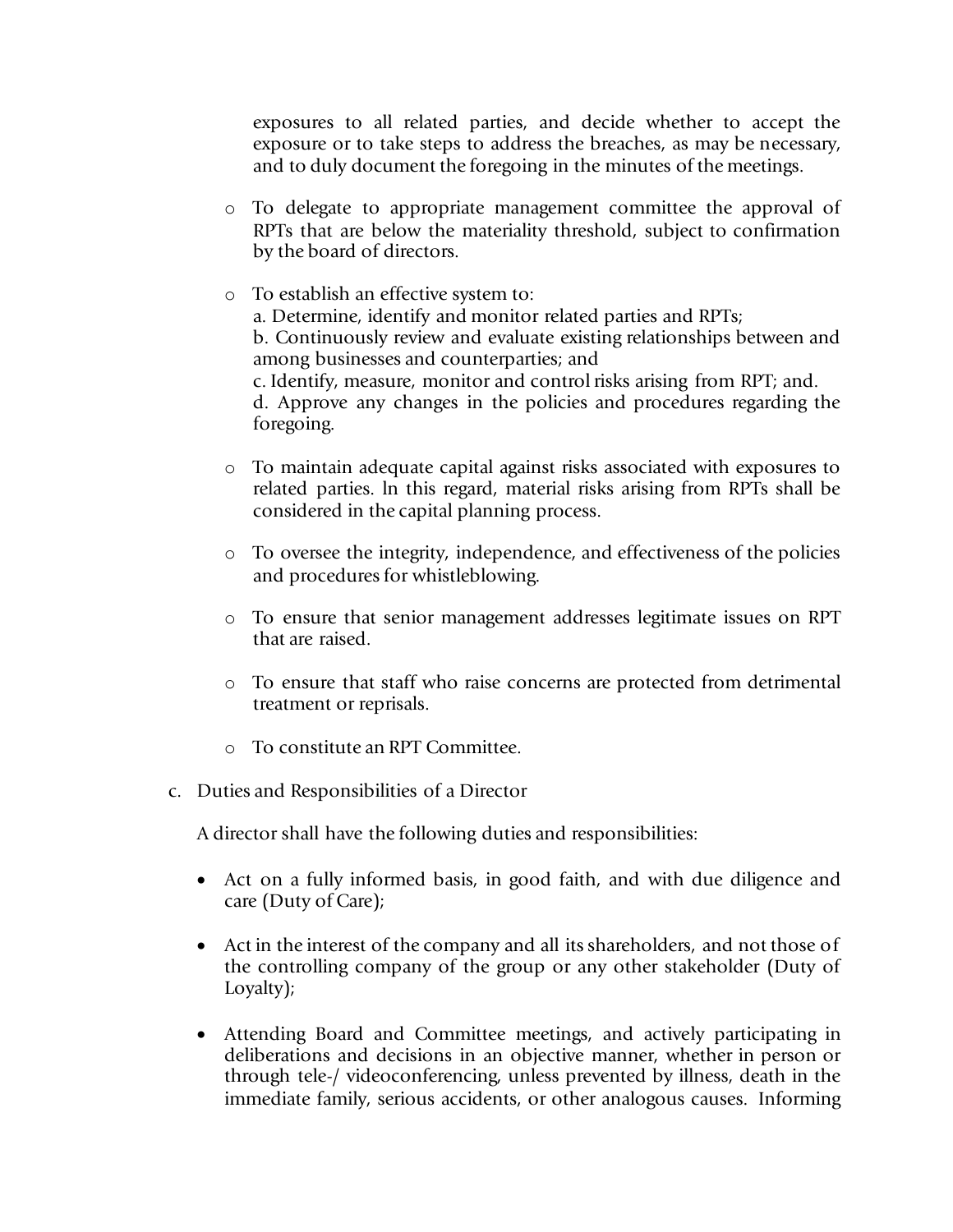exposures to all related parties, and decide whether to accept the exposure or to take steps to address the breaches, as may be necessary, and to duly document the foregoing in the minutes of the meetings.

- To delegate to appropriate management committee the approval of RPTs that are below the materiality threshold, subject to confirmation by the board of directors.
- To establish an effective system to:
  a. Determine, identify and monitor related parties and RPTs;
  b. Continuously review and evaluate existing relationships between and among businesses and counterparties; and
  c. Identify, measure, monitor and control risks arising from RPT; and.
  d. Approve any changes in the policies and procedures regarding the foregoing.
- To maintain adequate capital against risks associated with exposures to related parties. ln this regard, material risks arising from RPTs shall be considered in the capital planning process.
- To oversee the integrity, independence, and effectiveness of the policies and procedures for whistleblowing.
- To ensure that senior management addresses legitimate issues on RPT that are raised.
- To ensure that staff who raise concerns are protected from detrimental treatment or reprisals.
- To constitute an RPT Committee.

c. Duties and Responsibilities of a Director

A director shall have the following duties and responsibilities:

- Act on a fully informed basis, in good faith, and with due diligence and care (Duty of Care);
- Act in the interest of the company and all its shareholders, and not those of the controlling company of the group or any other stakeholder (Duty of Loyalty);
- Attending Board and Committee meetings, and actively participating in deliberations and decisions in an objective manner, whether in person or through tele-/ videoconferencing, unless prevented by illness, death in the immediate family, serious accidents, or other analogous causes. Informing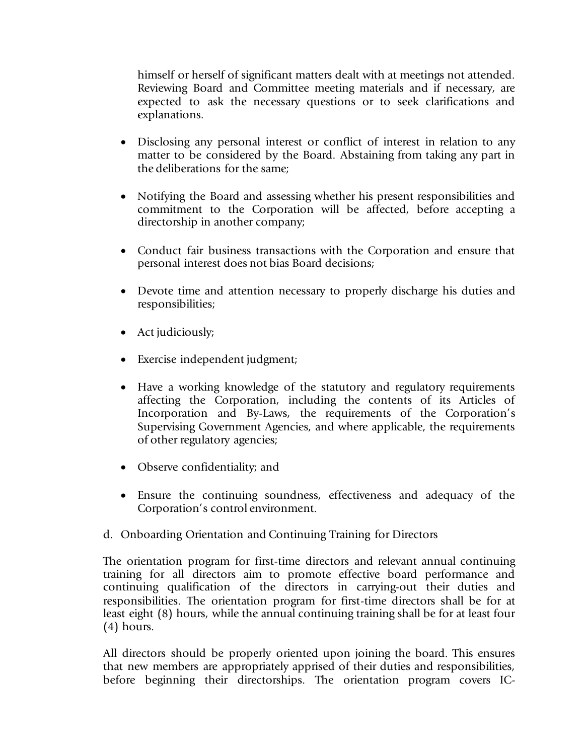himself or herself of significant matters dealt with at meetings not attended. Reviewing Board and Committee meeting materials and if necessary, are expected to ask the necessary questions or to seek clarifications and explanations.

- Disclosing any personal interest or conflict of interest in relation to any matter to be considered by the Board. Abstaining from taking any part in the deliberations for the same;

- Notifying the Board and assessing whether his present responsibilities and commitment to the Corporation will be affected, before accepting a directorship in another company;

- Conduct fair business transactions with the Corporation and ensure that personal interest does not bias Board decisions;

- Devote time and attention necessary to properly discharge his duties and responsibilities;

- Act judiciously;

- Exercise independent judgment;

- Have a working knowledge of the statutory and regulatory requirements affecting the Corporation, including the contents of its Articles of Incorporation and By-Laws, the requirements of the Corporation's Supervising Government Agencies, and where applicable, the requirements of other regulatory agencies;

- Observe confidentiality; and

- Ensure the continuing soundness, effectiveness and adequacy of the Corporation's control environment.

d. Onboarding Orientation and Continuing Training for Directors

The orientation program for first-time directors and relevant annual continuing training for all directors aim to promote effective board performance and continuing qualification of the directors in carrying-out their duties and responsibilities. The orientation program for first-time directors shall be for at least eight (8) hours, while the annual continuing training shall be for at least four (4) hours.

All directors should be properly oriented upon joining the board. This ensures that new members are appropriately apprised of their duties and responsibilities, before beginning their directorships. The orientation program covers IC-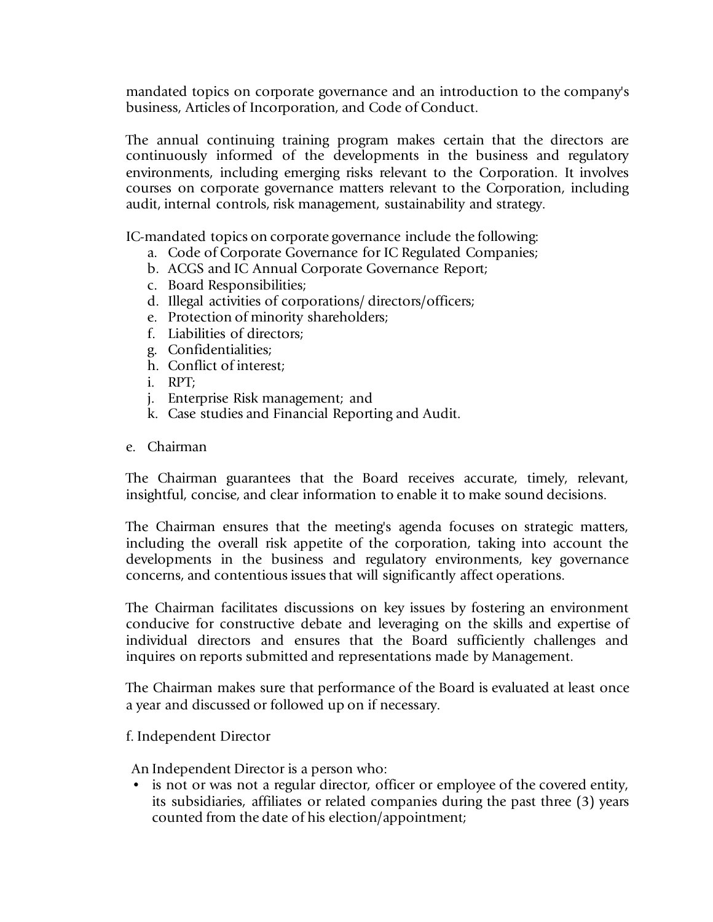mandated topics on corporate governance and an introduction to the company's business, Articles of Incorporation, and Code of Conduct.

The annual continuing training program makes certain that the directors are continuously informed of the developments in the business and regulatory environments, including emerging risks relevant to the Corporation. It involves courses on corporate governance matters relevant to the Corporation, including audit, internal controls, risk management, sustainability and strategy.

IC-mandated topics on corporate governance include the following:

a. Code of Corporate Governance for IC Regulated Companies;
b. ACGS and IC Annual Corporate Governance Report;
c. Board Responsibilities;
d. Illegal activities of corporations/ directors/officers;
e. Protection of minority shareholders;
f. Liabilities of directors;
g. Confidentialities;
h. Conflict of interest;
i. RPT;
j. Enterprise Risk management; and
k. Case studies and Financial Reporting and Audit.

e. Chairman

The Chairman guarantees that the Board receives accurate, timely, relevant, insightful, concise, and clear information to enable it to make sound decisions.

The Chairman ensures that the meeting's agenda focuses on strategic matters, including the overall risk appetite of the corporation, taking into account the developments in the business and regulatory environments, key governance concerns, and contentious issues that will significantly affect operations.

The Chairman facilitates discussions on key issues by fostering an environment conducive for constructive debate and leveraging on the skills and expertise of individual directors and ensures that the Board sufficiently challenges and inquires on reports submitted and representations made by Management.

The Chairman makes sure that performance of the Board is evaluated at least once a year and discussed or followed up on if necessary.

f. Independent Director

An Independent Director is a person who:

- is not or was not a regular director, officer or employee of the covered entity, its subsidiaries, affiliates or related companies during the past three (3) years counted from the date of his election/appointment;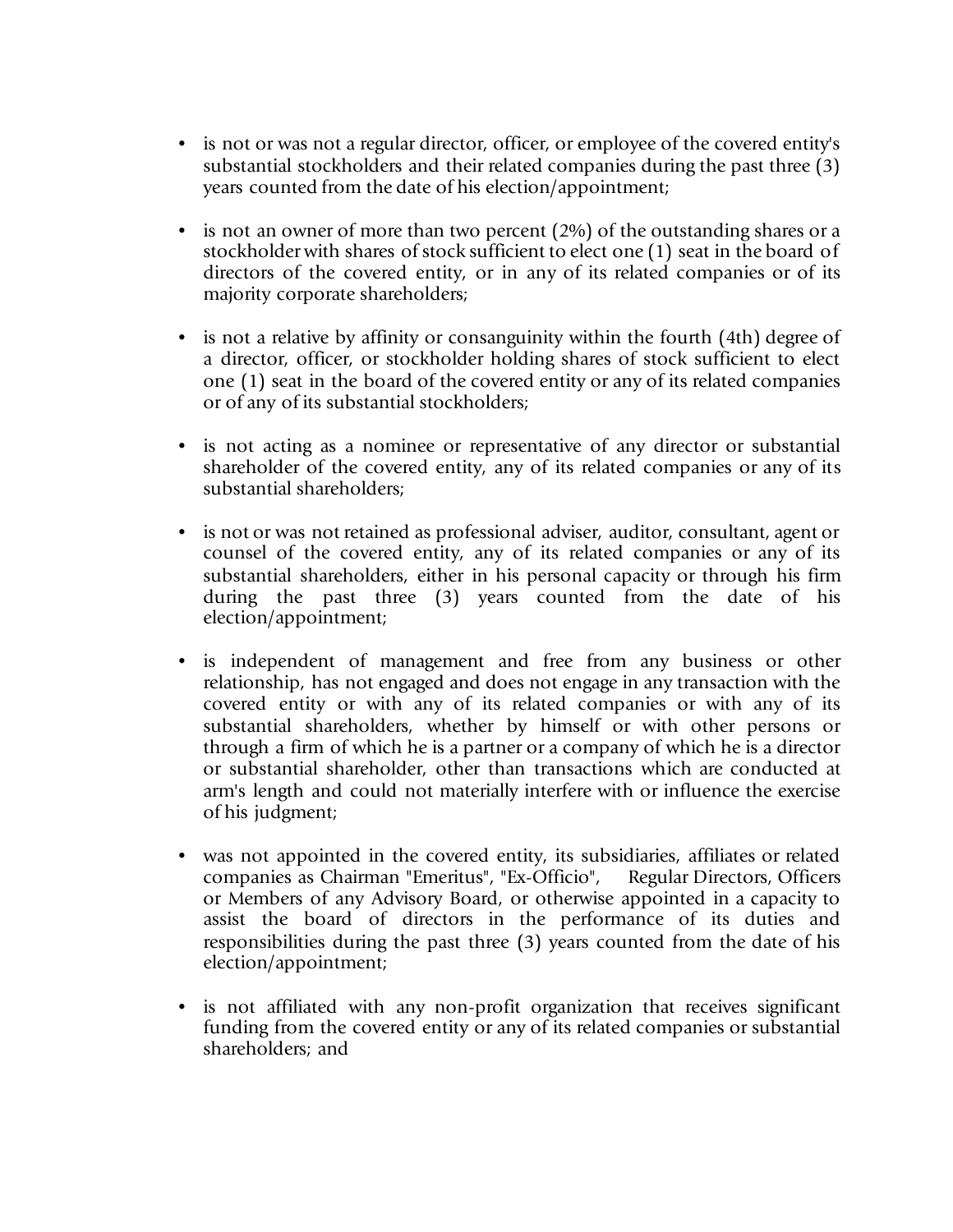- is not or was not a regular director, officer, or employee of the covered entity's substantial stockholders and their related companies during the past three (3) years counted from the date of his election/appointment;

- is not an owner of more than two percent (2%) of the outstanding shares or a stockholder with shares of stock sufficient to elect one (1) seat in the board of directors of the covered entity, or in any of its related companies or of its majority corporate shareholders;

- is not a relative by affinity or consanguinity within the fourth (4th) degree of a director, officer, or stockholder holding shares of stock sufficient to elect one (1) seat in the board of the covered entity or any of its related companies or of any of its substantial stockholders;

- is not acting as a nominee or representative of any director or substantial shareholder of the covered entity, any of its related companies or any of its substantial shareholders;

- is not or was not retained as professional adviser, auditor, consultant, agent or counsel of the covered entity, any of its related companies or any of its substantial shareholders, either in his personal capacity or through his firm during the past three (3) years counted from the date of his election/appointment;

- is independent of management and free from any business or other relationship, has not engaged and does not engage in any transaction with the covered entity or with any of its related companies or with any of its substantial shareholders, whether by himself or with other persons or through a firm of which he is a partner or a company of which he is a director or substantial shareholder, other than transactions which are conducted at arm's length and could not materially interfere with or influence the exercise of his judgment;

- was not appointed in the covered entity, its subsidiaries, affiliates or related companies as Chairman "Emeritus", "Ex-Officio", Regular Directors, Officers or Members of any Advisory Board, or otherwise appointed in a capacity to assist the board of directors in the performance of its duties and responsibilities during the past three (3) years counted from the date of his election/appointment;

- is not affiliated with any non-profit organization that receives significant funding from the covered entity or any of its related companies or substantial shareholders; and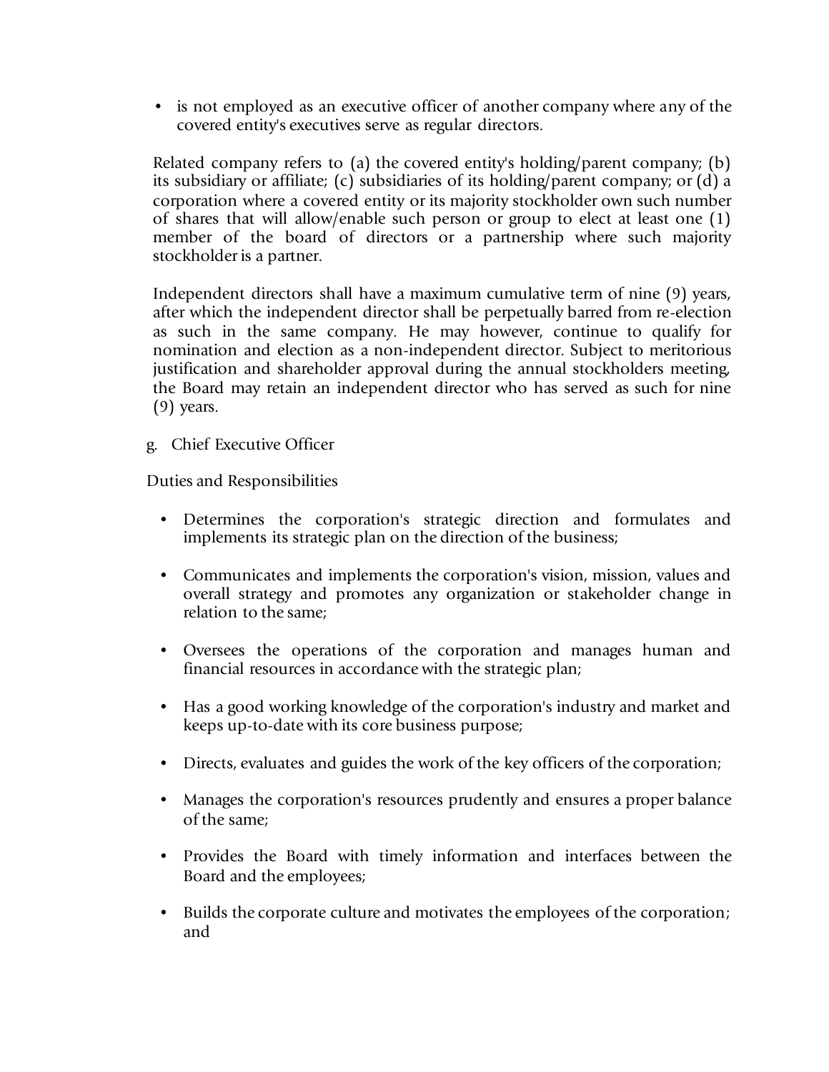- is not employed as an executive officer of another company where any of the covered entity's executives serve as regular directors.

Related company refers to (a) the covered entity's holding/parent company; (b) its subsidiary or affiliate; (c) subsidiaries of its holding/parent company; or (d) a corporation where a covered entity or its majority stockholder own such number of shares that will allow/enable such person or group to elect at least one (1) member of the board of directors or a partnership where such majority stockholder is a partner.

Independent directors shall have a maximum cumulative term of nine (9) years, after which the independent director shall be perpetually barred from re-election as such in the same company. He may however, continue to qualify for nomination and election as a non-independent director. Subject to meritorious justification and shareholder approval during the annual stockholders meeting, the Board may retain an independent director who has served as such for nine (9) years.

g. Chief Executive Officer

Duties and Responsibilities

- Determines the corporation's strategic direction and formulates and implements its strategic plan on the direction of the business;

- Communicates and implements the corporation's vision, mission, values and overall strategy and promotes any organization or stakeholder change in relation to the same;

- Oversees the operations of the corporation and manages human and financial resources in accordance with the strategic plan;

- Has a good working knowledge of the corporation's industry and market and keeps up-to-date with its core business purpose;

- Directs, evaluates and guides the work of the key officers of the corporation;

- Manages the corporation's resources prudently and ensures a proper balance of the same;

- Provides the Board with timely information and interfaces between the Board and the employees;

- Builds the corporate culture and motivates the employees of the corporation; and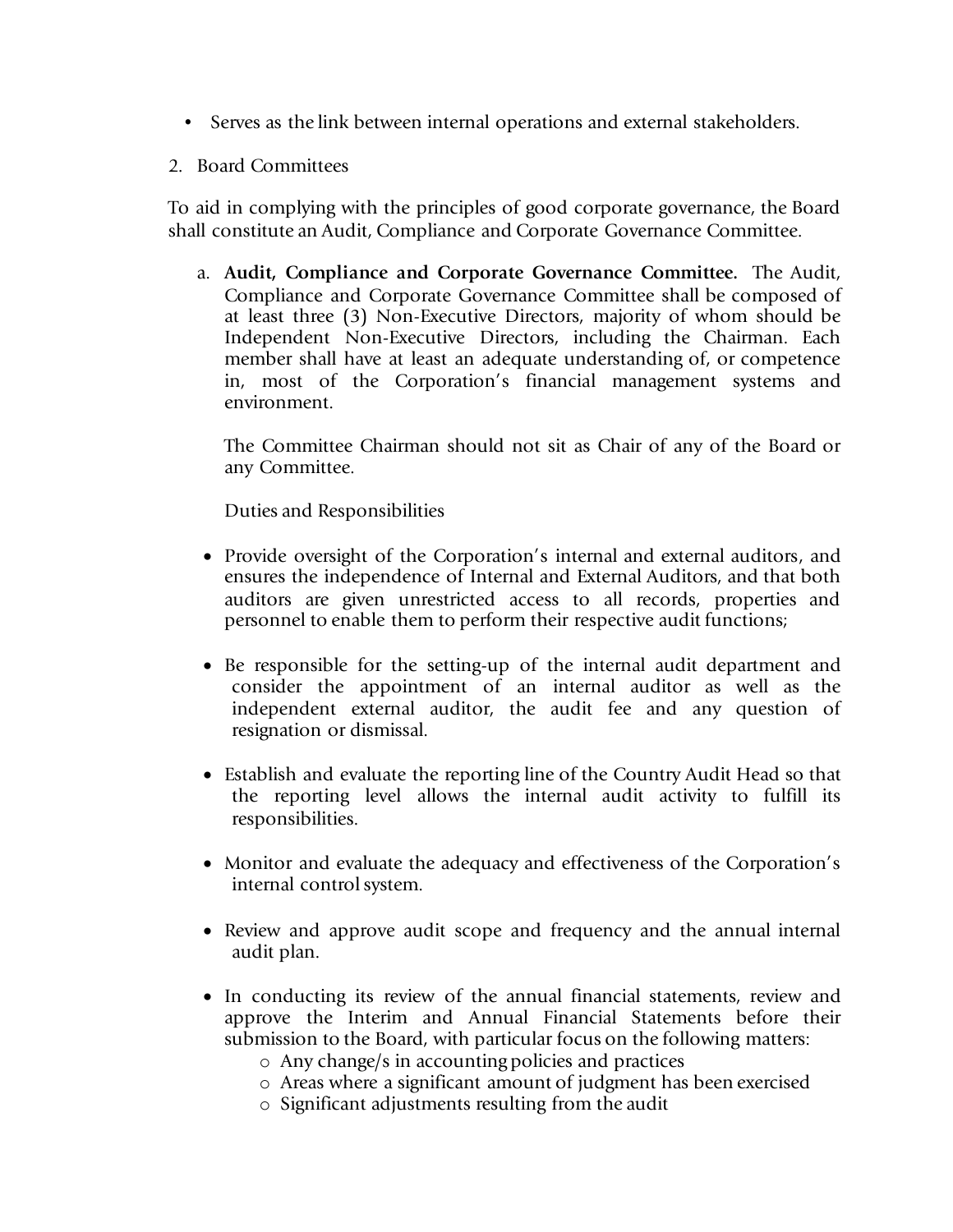- Serves as the link between internal operations and external stakeholders.

2. Board Committees

To aid in complying with the principles of good corporate governance, the Board shall constitute an Audit, Compliance and Corporate Governance Committee.

   a. **Audit, Compliance and Corporate Governance Committee.** The Audit, Compliance and Corporate Governance Committee shall be composed of at least three (3) Non-Executive Directors, majority of whom should be Independent Non-Executive Directors, including the Chairman. Each member shall have at least an adequate understanding of, or competence in, most of the Corporation's financial management systems and environment.

   The Committee Chairman should not sit as Chair of any of the Board or any Committee.

   Duties and Responsibilities

   - Provide oversight of the Corporation's internal and external auditors, and ensures the independence of Internal and External Auditors, and that both auditors are given unrestricted access to all records, properties and personnel to enable them to perform their respective audit functions;

   - Be responsible for the setting-up of the internal audit department and consider the appointment of an internal auditor as well as the independent external auditor, the audit fee and any question of resignation or dismissal.

   - Establish and evaluate the reporting line of the Country Audit Head so that the reporting level allows the internal audit activity to fulfill its responsibilities.

   - Monitor and evaluate the adequacy and effectiveness of the Corporation's internal control system.

   - Review and approve audit scope and frequency and the annual internal audit plan.

   - In conducting its review of the annual financial statements, review and approve the Interim and Annual Financial Statements before their submission to the Board, with particular focus on the following matters:
     - Any change/s in accounting policies and practices
     - Areas where a significant amount of judgment has been exercised
     - Significant adjustments resulting from the audit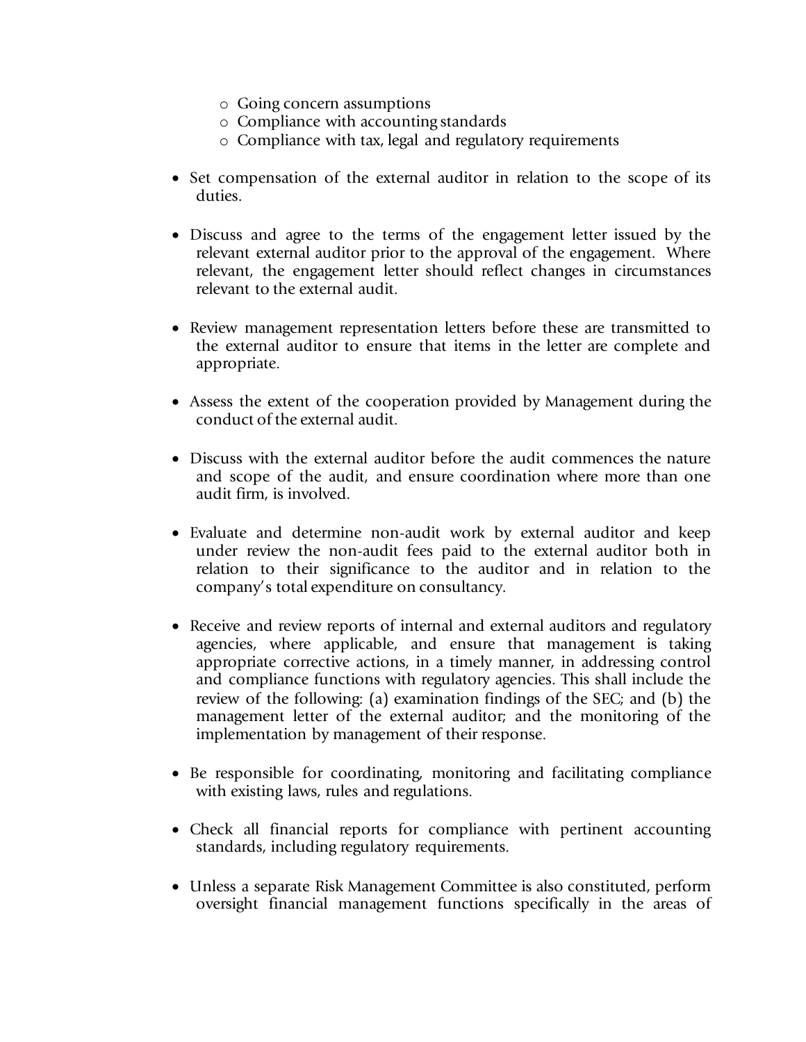- Going concern assumptions
  - Compliance with accounting standards
  - Compliance with tax, legal and regulatory requirements

- Set compensation of the external auditor in relation to the scope of its duties.

- Discuss and agree to the terms of the engagement letter issued by the relevant external auditor prior to the approval of the engagement. Where relevant, the engagement letter should reflect changes in circumstances relevant to the external audit.

- Review management representation letters before these are transmitted to the external auditor to ensure that items in the letter are complete and appropriate.

- Assess the extent of the cooperation provided by Management during the conduct of the external audit.

- Discuss with the external auditor before the audit commences the nature and scope of the audit, and ensure coordination where more than one audit firm, is involved.

- Evaluate and determine non-audit work by external auditor and keep under review the non-audit fees paid to the external auditor both in relation to their significance to the auditor and in relation to the company's total expenditure on consultancy.

- Receive and review reports of internal and external auditors and regulatory agencies, where applicable, and ensure that management is taking appropriate corrective actions, in a timely manner, in addressing control and compliance functions with regulatory agencies. This shall include the review of the following: (a) examination findings of the SEC; and (b) the management letter of the external auditor; and the monitoring of the implementation by management of their response.

- Be responsible for coordinating, monitoring and facilitating compliance with existing laws, rules and regulations.

- Check all financial reports for compliance with pertinent accounting standards, including regulatory requirements.

- Unless a separate Risk Management Committee is also constituted, perform oversight financial management functions specifically in the areas of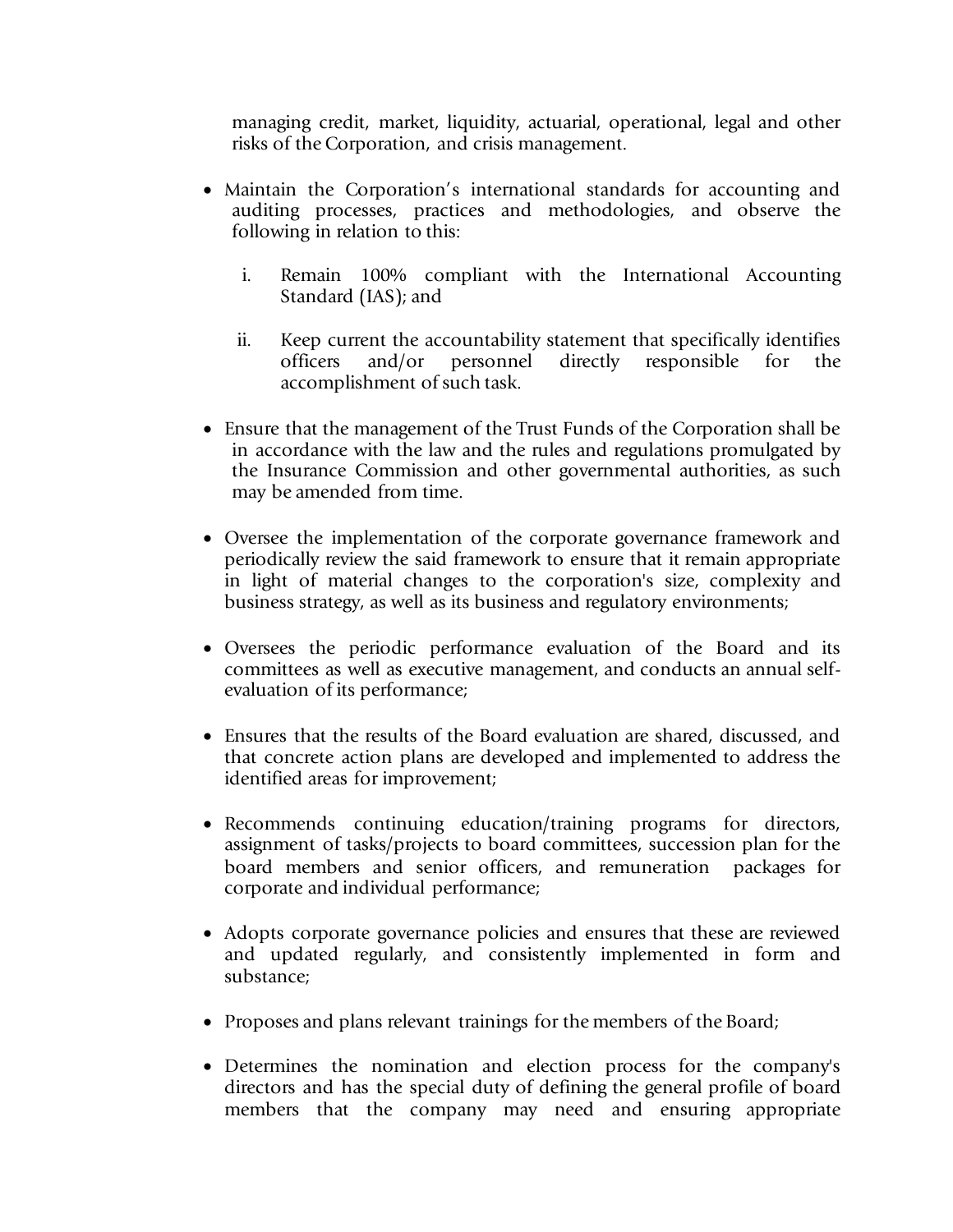managing credit, market, liquidity, actuarial, operational, legal and other risks of the Corporation, and crisis management.

- Maintain the Corporation's international standards for accounting and auditing processes, practices and methodologies, and observe the following in relation to this:

  i. Remain 100% compliant with the International Accounting Standard (IAS); and

  ii. Keep current the accountability statement that specifically identifies officers and/or personnel directly responsible for the accomplishment of such task.

- Ensure that the management of the Trust Funds of the Corporation shall be in accordance with the law and the rules and regulations promulgated by the Insurance Commission and other governmental authorities, as such may be amended from time.

- Oversee the implementation of the corporate governance framework and periodically review the said framework to ensure that it remain appropriate in light of material changes to the corporation's size, complexity and business strategy, as well as its business and regulatory environments;

- Oversees the periodic performance evaluation of the Board and its committees as well as executive management, and conducts an annual self-evaluation of its performance;

- Ensures that the results of the Board evaluation are shared, discussed, and that concrete action plans are developed and implemented to address the identified areas for improvement;

- Recommends continuing education/training programs for directors, assignment of tasks/projects to board committees, succession plan for the board members and senior officers, and remuneration packages for corporate and individual performance;

- Adopts corporate governance policies and ensures that these are reviewed and updated regularly, and consistently implemented in form and substance;

- Proposes and plans relevant trainings for the members of the Board;

- Determines the nomination and election process for the company's directors and has the special duty of defining the general profile of board members that the company may need and ensuring appropriate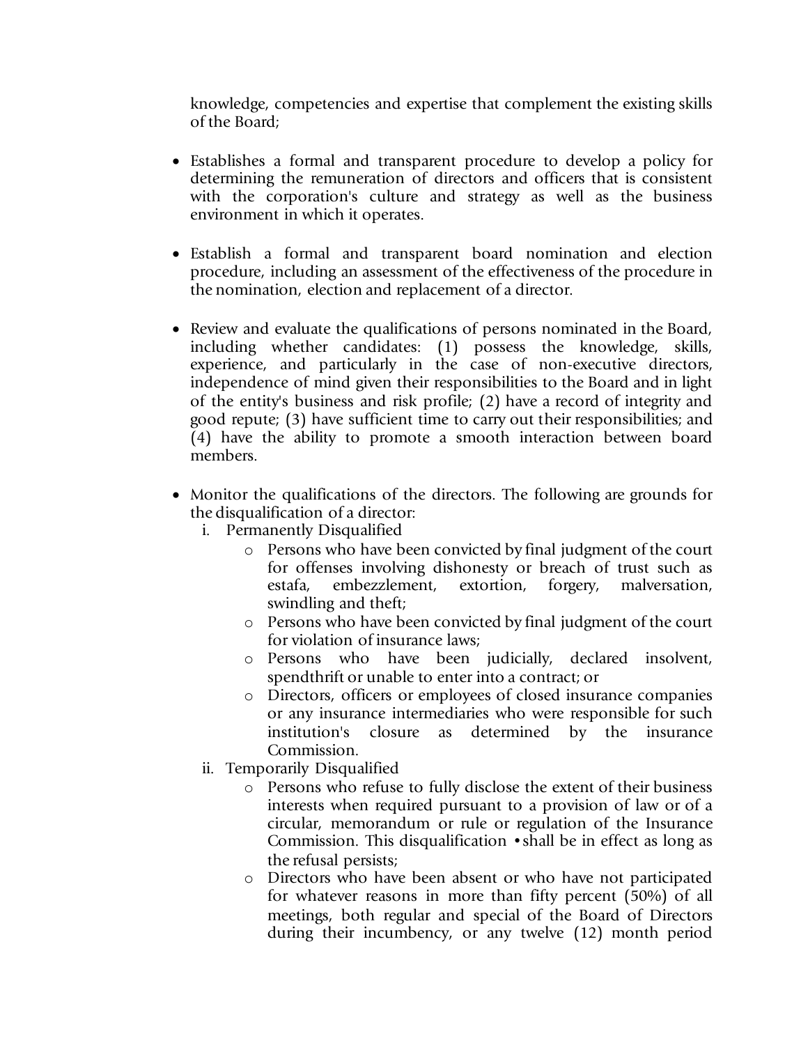knowledge, competencies and expertise that complement the existing skills of the Board;

- Establishes a formal and transparent procedure to develop a policy for determining the remuneration of directors and officers that is consistent with the corporation's culture and strategy as well as the business environment in which it operates.

- Establish a formal and transparent board nomination and election procedure, including an assessment of the effectiveness of the procedure in the nomination, election and replacement of a director.

- Review and evaluate the qualifications of persons nominated in the Board, including whether candidates: (1) possess the knowledge, skills, experience, and particularly in the case of non-executive directors, independence of mind given their responsibilities to the Board and in light of the entity's business and risk profile; (2) have a record of integrity and good repute; (3) have sufficient time to carry out their responsibilities; and (4) have the ability to promote a smooth interaction between board members.

- Monitor the qualifications of the directors. The following are grounds for the disqualification of a director:
  i. Permanently Disqualified
     - Persons who have been convicted by final judgment of the court for offenses involving dishonesty or breach of trust such as estafa, embezzlement, extortion, forgery, malversation, swindling and theft;
     - Persons who have been convicted by final judgment of the court for violation of insurance laws;
     - Persons who have been judicially, declared insolvent, spendthrift or unable to enter into a contract; or
     - Directors, officers or employees of closed insurance companies or any insurance intermediaries who were responsible for such institution's closure as determined by the insurance Commission.
  ii. Temporarily Disqualified
     - Persons who refuse to fully disclose the extent of their business interests when required pursuant to a provision of law or of a circular, memorandum or rule or regulation of the Insurance Commission. This disqualification • shall be in effect as long as the refusal persists;
     - Directors who have been absent or who have not participated for whatever reasons in more than fifty percent (50%) of all meetings, both regular and special of the Board of Directors during their incumbency, or any twelve (12) month period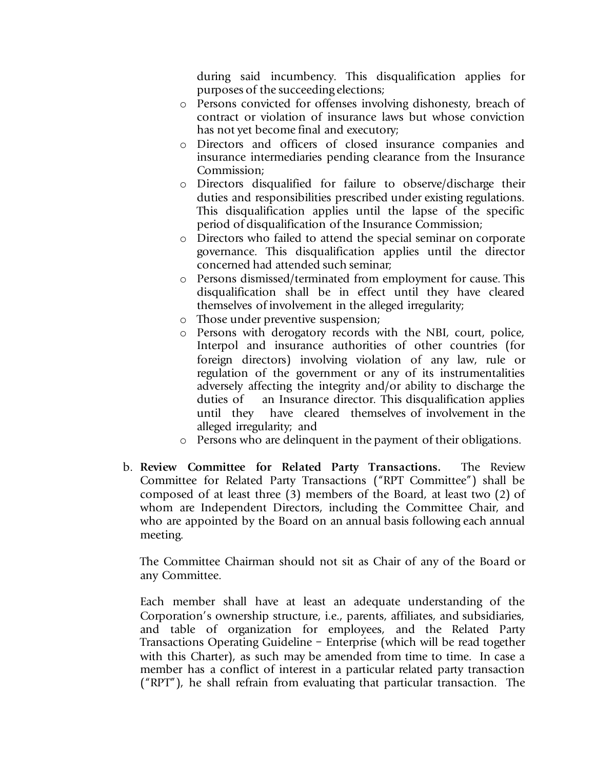during said incumbency. This disqualification applies for purposes of the succeeding elections;

- Persons convicted for offenses involving dishonesty, breach of contract or violation of insurance laws but whose conviction has not yet become final and executory;
- Directors and officers of closed insurance companies and insurance intermediaries pending clearance from the Insurance Commission;
- Directors disqualified for failure to observe/discharge their duties and responsibilities prescribed under existing regulations. This disqualification applies until the lapse of the specific period of disqualification of the Insurance Commission;
- Directors who failed to attend the special seminar on corporate governance. This disqualification applies until the director concerned had attended such seminar;
- Persons dismissed/terminated from employment for cause. This disqualification shall be in effect until they have cleared themselves of involvement in the alleged irregularity;
- Those under preventive suspension;
- Persons with derogatory records with the NBI, court, police, Interpol and insurance authorities of other countries (for foreign directors) involving violation of any law, rule or regulation of the government or any of its instrumentalities adversely affecting the integrity and/or ability to discharge the duties of an Insurance director. This disqualification applies until they have cleared themselves of involvement in the alleged irregularity; and
- Persons who are delinquent in the payment of their obligations.

b. **Review Committee for Related Party Transactions.** The Review Committee for Related Party Transactions ("RPT Committee") shall be composed of at least three (3) members of the Board, at least two (2) of whom are Independent Directors, including the Committee Chair, and who are appointed by the Board on an annual basis following each annual meeting.

The Committee Chairman should not sit as Chair of any of the Board or any Committee.

Each member shall have at least an adequate understanding of the Corporation's ownership structure, i.e., parents, affiliates, and subsidiaries, and table of organization for employees, and the Related Party Transactions Operating Guideline – Enterprise (which will be read together with this Charter), as such may be amended from time to time. In case a member has a conflict of interest in a particular related party transaction ("RPT"), he shall refrain from evaluating that particular transaction. The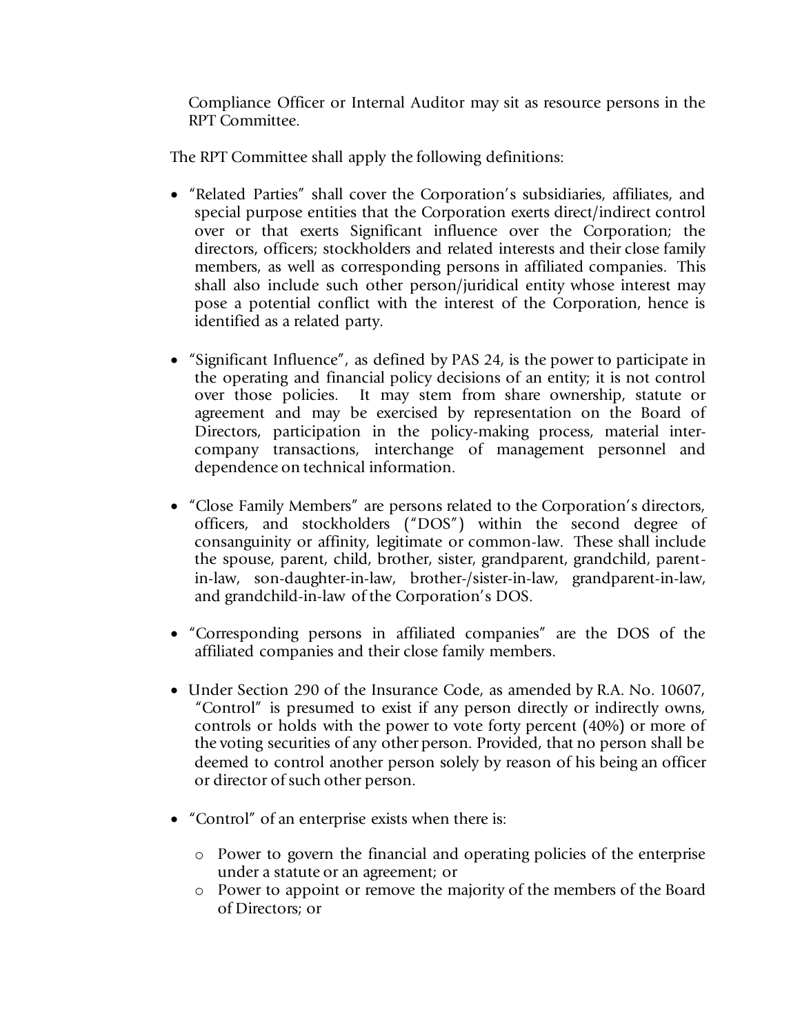Compliance Officer or Internal Auditor may sit as resource persons in the RPT Committee.

The RPT Committee shall apply the following definitions:

- "Related Parties" shall cover the Corporation's subsidiaries, affiliates, and special purpose entities that the Corporation exerts direct/indirect control over or that exerts Significant influence over the Corporation; the directors, officers; stockholders and related interests and their close family members, as well as corresponding persons in affiliated companies. This shall also include such other person/juridical entity whose interest may pose a potential conflict with the interest of the Corporation, hence is identified as a related party.

- "Significant Influence", as defined by PAS 24, is the power to participate in the operating and financial policy decisions of an entity; it is not control over those policies. It may stem from share ownership, statute or agreement and may be exercised by representation on the Board of Directors, participation in the policy-making process, material inter-company transactions, interchange of management personnel and dependence on technical information.

- "Close Family Members" are persons related to the Corporation's directors, officers, and stockholders ("DOS") within the second degree of consanguinity or affinity, legitimate or common-law. These shall include the spouse, parent, child, brother, sister, grandparent, grandchild, parent-in-law, son-daughter-in-law, brother-/sister-in-law, grandparent-in-law, and grandchild-in-law of the Corporation's DOS.

- "Corresponding persons in affiliated companies" are the DOS of the affiliated companies and their close family members.

- Under Section 290 of the Insurance Code, as amended by R.A. No. 10607, "Control" is presumed to exist if any person directly or indirectly owns, controls or holds with the power to vote forty percent (40%) or more of the voting securities of any other person. Provided, that no person shall be deemed to control another person solely by reason of his being an officer or director of such other person.

- "Control" of an enterprise exists when there is:

  - Power to govern the financial and operating policies of the enterprise under a statute or an agreement; or
  - Power to appoint or remove the majority of the members of the Board of Directors; or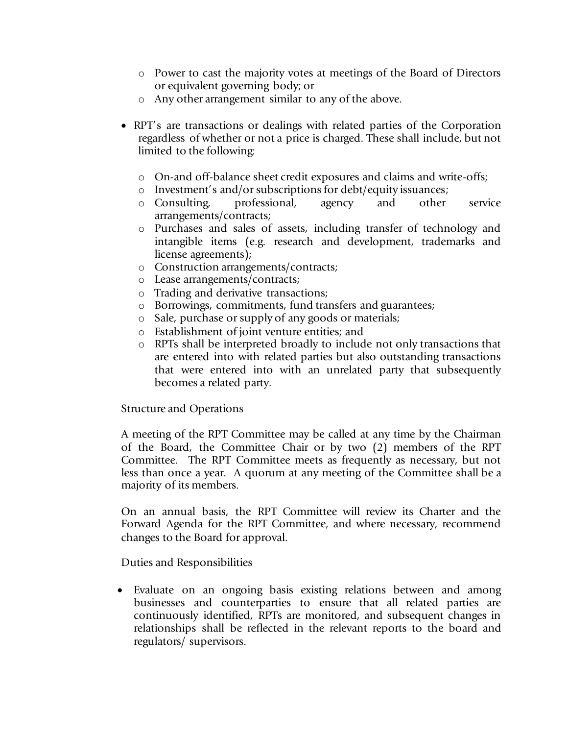- Power to cast the majority votes at meetings of the Board of Directors or equivalent governing body; or
- Any other arrangement similar to any of the above.

- RPT's are transactions or dealings with related parties of the Corporation regardless of whether or not a price is charged. These shall include, but not limited to the following:

  - On-and off-balance sheet credit exposures and claims and write-offs;
  - Investment's and/or subscriptions for debt/equity issuances;
  - Consulting, professional, agency and other service arrangements/contracts;
  - Purchases and sales of assets, including transfer of technology and intangible items (e.g. research and development, trademarks and license agreements);
  - Construction arrangements/contracts;
  - Lease arrangements/contracts;
  - Trading and derivative transactions;
  - Borrowings, commitments, fund transfers and guarantees;
  - Sale, purchase or supply of any goods or materials;
  - Establishment of joint venture entities; and
  - RPTs shall be interpreted broadly to include not only transactions that are entered into with related parties but also outstanding transactions that were entered into with an unrelated party that subsequently becomes a related party.

Structure and Operations

A meeting of the RPT Committee may be called at any time by the Chairman of the Board, the Committee Chair or by two (2) members of the RPT Committee. The RPT Committee meets as frequently as necessary, but not less than once a year. A quorum at any meeting of the Committee shall be a majority of its members.

On an annual basis, the RPT Committee will review its Charter and the Forward Agenda for the RPT Committee, and where necessary, recommend changes to the Board for approval.

Duties and Responsibilities

- Evaluate on an ongoing basis existing relations between and among businesses and counterparties to ensure that all related parties are continuously identified, RPTs are monitored, and subsequent changes in relationships shall be reflected in the relevant reports to the board and regulators/ supervisors.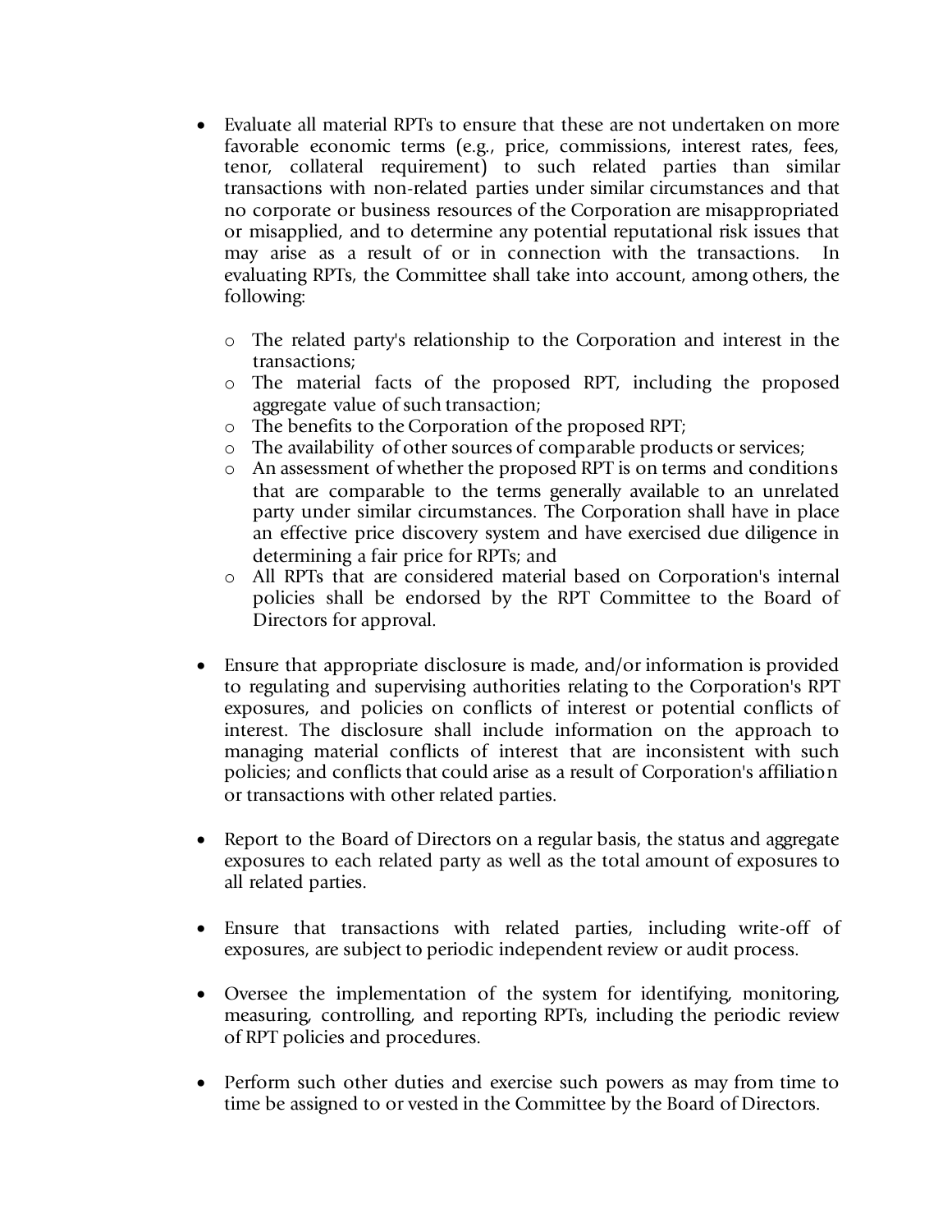- Evaluate all material RPTs to ensure that these are not undertaken on more favorable economic terms (e.g., price, commissions, interest rates, fees, tenor, collateral requirement) to such related parties than similar transactions with non-related parties under similar circumstances and that no corporate or business resources of the Corporation are misappropriated or misapplied, and to determine any potential reputational risk issues that may arise as a result of or in connection with the transactions. In evaluating RPTs, the Committee shall take into account, among others, the following:

  - The related party's relationship to the Corporation and interest in the transactions;
  - The material facts of the proposed RPT, including the proposed aggregate value of such transaction;
  - The benefits to the Corporation of the proposed RPT;
  - The availability of other sources of comparable products or services;
  - An assessment of whether the proposed RPT is on terms and conditions that are comparable to the terms generally available to an unrelated party under similar circumstances. The Corporation shall have in place an effective price discovery system and have exercised due diligence in determining a fair price for RPTs; and
  - All RPTs that are considered material based on Corporation's internal policies shall be endorsed by the RPT Committee to the Board of Directors for approval.

- Ensure that appropriate disclosure is made, and/or information is provided to regulating and supervising authorities relating to the Corporation's RPT exposures, and policies on conflicts of interest or potential conflicts of interest. The disclosure shall include information on the approach to managing material conflicts of interest that are inconsistent with such policies; and conflicts that could arise as a result of Corporation's affiliation or transactions with other related parties.

- Report to the Board of Directors on a regular basis, the status and aggregate exposures to each related party as well as the total amount of exposures to all related parties.

- Ensure that transactions with related parties, including write-off of exposures, are subject to periodic independent review or audit process.

- Oversee the implementation of the system for identifying, monitoring, measuring, controlling, and reporting RPTs, including the periodic review of RPT policies and procedures.

- Perform such other duties and exercise such powers as may from time to time be assigned to or vested in the Committee by the Board of Directors.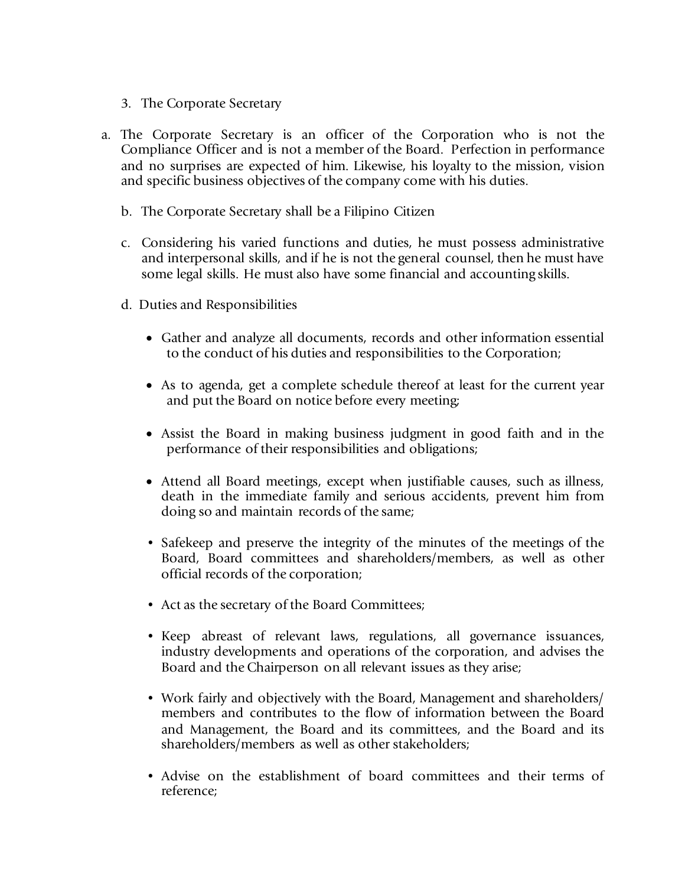3. The Corporate Secretary

a. The Corporate Secretary is an officer of the Corporation who is not the Compliance Officer and is not a member of the Board. Perfection in performance and no surprises are expected of him. Likewise, his loyalty to the mission, vision and specific business objectives of the company come with his duties.

b. The Corporate Secretary shall be a Filipino Citizen

c. Considering his varied functions and duties, he must possess administrative and interpersonal skills, and if he is not the general counsel, then he must have some legal skills. He must also have some financial and accounting skills.

d. Duties and Responsibilities

- Gather and analyze all documents, records and other information essential to the conduct of his duties and responsibilities to the Corporation;

- As to agenda, get a complete schedule thereof at least for the current year and put the Board on notice before every meeting;

- Assist the Board in making business judgment in good faith and in the performance of their responsibilities and obligations;

- Attend all Board meetings, except when justifiable causes, such as illness, death in the immediate family and serious accidents, prevent him from doing so and maintain records of the same;

- Safekeep and preserve the integrity of the minutes of the meetings of the Board, Board committees and shareholders/members, as well as other official records of the corporation;

- Act as the secretary of the Board Committees;

- Keep abreast of relevant laws, regulations, all governance issuances, industry developments and operations of the corporation, and advises the Board and the Chairperson on all relevant issues as they arise;

- Work fairly and objectively with the Board, Management and shareholders/members and contributes to the flow of information between the Board and Management, the Board and its committees, and the Board and its shareholders/members as well as other stakeholders;

- Advise on the establishment of board committees and their terms of reference;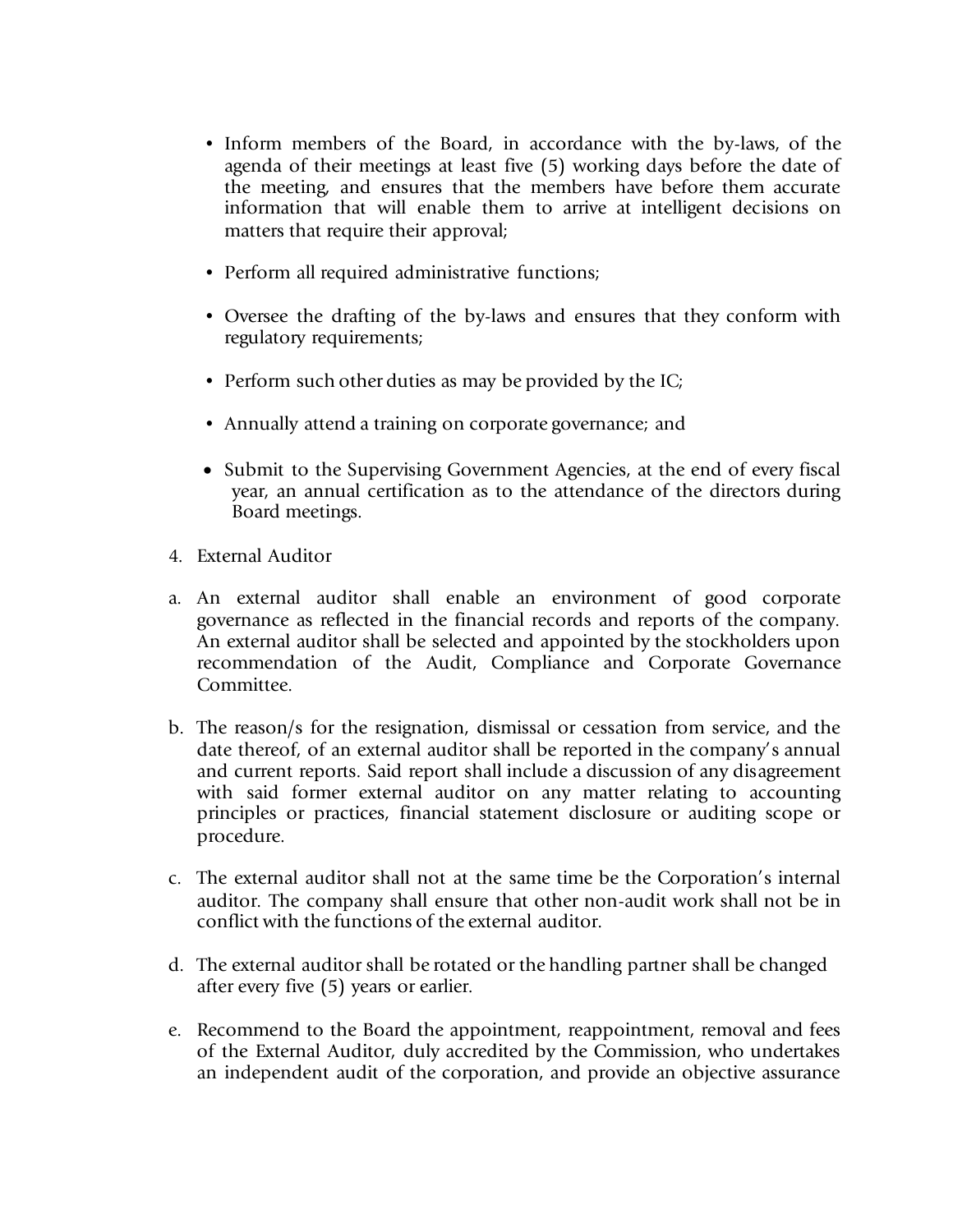- Inform members of the Board, in accordance with the by-laws, of the agenda of their meetings at least five (5) working days before the date of the meeting, and ensures that the members have before them accurate information that will enable them to arrive at intelligent decisions on matters that require their approval;

- Perform all required administrative functions;

- Oversee the drafting of the by-laws and ensures that they conform with regulatory requirements;

- Perform such other duties as may be provided by the IC;

- Annually attend a training on corporate governance; and

- Submit to the Supervising Government Agencies, at the end of every fiscal year, an annual certification as to the attendance of the directors during Board meetings.

4. External Auditor

a. An external auditor shall enable an environment of good corporate governance as reflected in the financial records and reports of the company. An external auditor shall be selected and appointed by the stockholders upon recommendation of the Audit, Compliance and Corporate Governance Committee.

b. The reason/s for the resignation, dismissal or cessation from service, and the date thereof, of an external auditor shall be reported in the company's annual and current reports. Said report shall include a discussion of any disagreement with said former external auditor on any matter relating to accounting principles or practices, financial statement disclosure or auditing scope or procedure.

c. The external auditor shall not at the same time be the Corporation's internal auditor. The company shall ensure that other non-audit work shall not be in conflict with the functions of the external auditor.

d. The external auditor shall be rotated or the handling partner shall be changed after every five (5) years or earlier.

e. Recommend to the Board the appointment, reappointment, removal and fees of the External Auditor, duly accredited by the Commission, who undertakes an independent audit of the corporation, and provide an objective assurance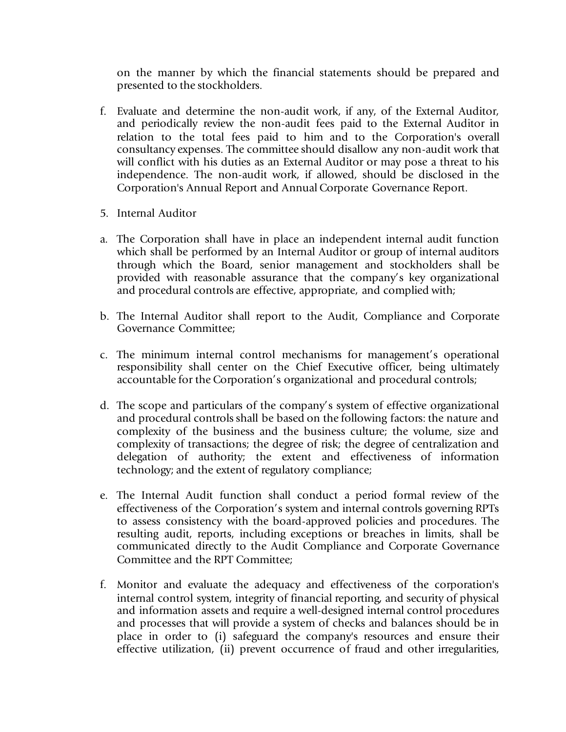on the manner by which the financial statements should be prepared and presented to the stockholders.

f. Evaluate and determine the non-audit work, if any, of the External Auditor, and periodically review the non-audit fees paid to the External Auditor in relation to the total fees paid to him and to the Corporation's overall consultancy expenses. The committee should disallow any non-audit work that will conflict with his duties as an External Auditor or may pose a threat to his independence. The non-audit work, if allowed, should be disclosed in the Corporation's Annual Report and Annual Corporate Governance Report.

5. Internal Auditor

a. The Corporation shall have in place an independent internal audit function which shall be performed by an Internal Auditor or group of internal auditors through which the Board, senior management and stockholders shall be provided with reasonable assurance that the company's key organizational and procedural controls are effective, appropriate, and complied with;

b. The Internal Auditor shall report to the Audit, Compliance and Corporate Governance Committee;

c. The minimum internal control mechanisms for management's operational responsibility shall center on the Chief Executive officer, being ultimately accountable for the Corporation's organizational and procedural controls;

d. The scope and particulars of the company's system of effective organizational and procedural controls shall be based on the following factors: the nature and complexity of the business and the business culture; the volume, size and complexity of transactions; the degree of risk; the degree of centralization and delegation of authority; the extent and effectiveness of information technology; and the extent of regulatory compliance;

e. The Internal Audit function shall conduct a period formal review of the effectiveness of the Corporation's system and internal controls governing RPTs to assess consistency with the board-approved policies and procedures. The resulting audit, reports, including exceptions or breaches in limits, shall be communicated directly to the Audit Compliance and Corporate Governance Committee and the RPT Committee;

f. Monitor and evaluate the adequacy and effectiveness of the corporation's internal control system, integrity of financial reporting, and security of physical and information assets and require a well-designed internal control procedures and processes that will provide a system of checks and balances should be in place in order to (i) safeguard the company's resources and ensure their effective utilization, (ii) prevent occurrence of fraud and other irregularities,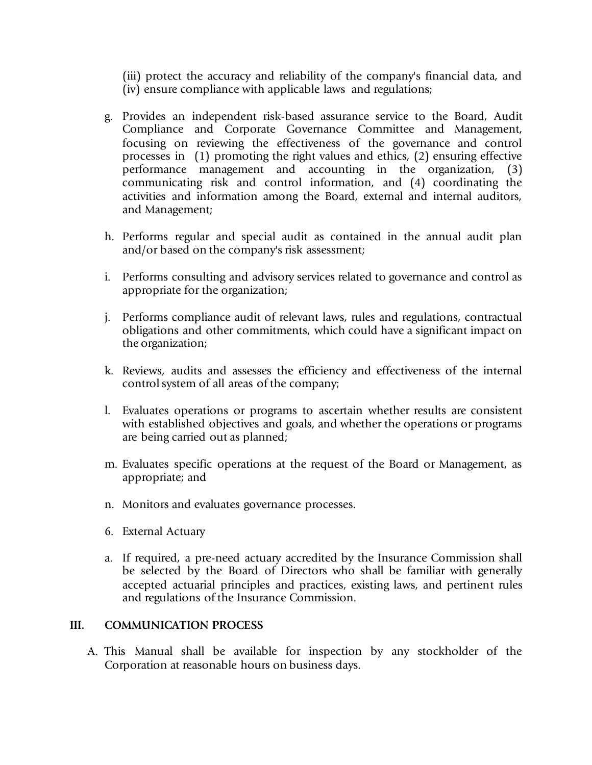(iii) protect the accuracy and reliability of the company's financial data, and (iv) ensure compliance with applicable laws and regulations;

g. Provides an independent risk-based assurance service to the Board, Audit Compliance and Corporate Governance Committee and Management, focusing on reviewing the effectiveness of the governance and control processes in (1) promoting the right values and ethics, (2) ensuring effective performance management and accounting in the organization, (3) communicating risk and control information, and (4) coordinating the activities and information among the Board, external and internal auditors, and Management;

h. Performs regular and special audit as contained in the annual audit plan and/or based on the company's risk assessment;

i. Performs consulting and advisory services related to governance and control as appropriate for the organization;

j. Performs compliance audit of relevant laws, rules and regulations, contractual obligations and other commitments, which could have a significant impact on the organization;

k. Reviews, audits and assesses the efficiency and effectiveness of the internal control system of all areas of the company;

l. Evaluates operations or programs to ascertain whether results are consistent with established objectives and goals, and whether the operations or programs are being carried out as planned;

m. Evaluates specific operations at the request of the Board or Management, as appropriate; and

n. Monitors and evaluates governance processes.

6. External Actuary

a. If required, a pre-need actuary accredited by the Insurance Commission shall be selected by the Board of Directors who shall be familiar with generally accepted actuarial principles and practices, existing laws, and pertinent rules and regulations of the Insurance Commission.

## III. COMMUNICATION PROCESS

A. This Manual shall be available for inspection by any stockholder of the Corporation at reasonable hours on business days.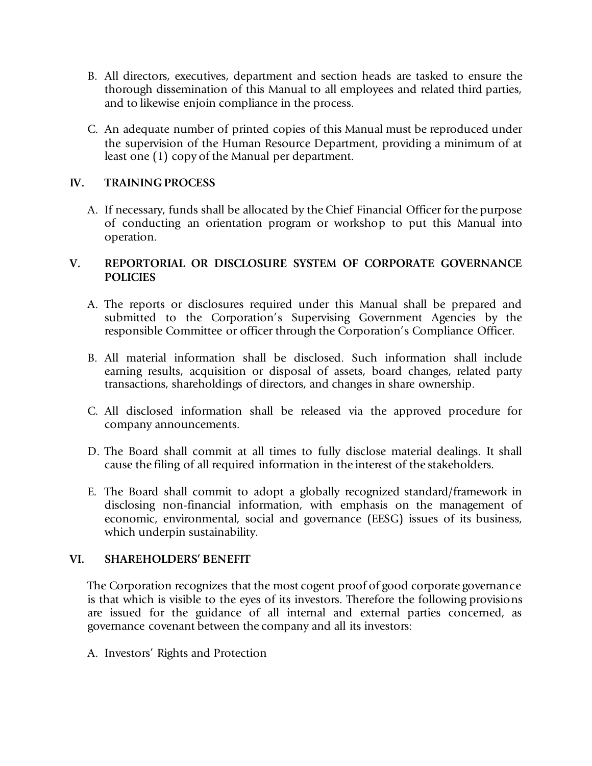B. All directors, executives, department and section heads are tasked to ensure the thorough dissemination of this Manual to all employees and related third parties, and to likewise enjoin compliance in the process.

C. An adequate number of printed copies of this Manual must be reproduced under the supervision of the Human Resource Department, providing a minimum of at least one (1) copy of the Manual per department.

## IV. TRAINING PROCESS

A. If necessary, funds shall be allocated by the Chief Financial Officer for the purpose of conducting an orientation program or workshop to put this Manual into operation.

## V. REPORTORIAL OR DISCLOSURE SYSTEM OF CORPORATE GOVERNANCE POLICIES

A. The reports or disclosures required under this Manual shall be prepared and submitted to the Corporation's Supervising Government Agencies by the responsible Committee or officer through the Corporation's Compliance Officer.

B. All material information shall be disclosed. Such information shall include earning results, acquisition or disposal of assets, board changes, related party transactions, shareholdings of directors, and changes in share ownership.

C. All disclosed information shall be released via the approved procedure for company announcements.

D. The Board shall commit at all times to fully disclose material dealings. It shall cause the filing of all required information in the interest of the stakeholders.

E. The Board shall commit to adopt a globally recognized standard/framework in disclosing non-financial information, with emphasis on the management of economic, environmental, social and governance (EESG) issues of its business, which underpin sustainability.

## VI. SHAREHOLDERS' BENEFIT

The Corporation recognizes that the most cogent proof of good corporate governance is that which is visible to the eyes of its investors. Therefore the following provisions are issued for the guidance of all internal and external parties concerned, as governance covenant between the company and all its investors:

A. Investors' Rights and Protection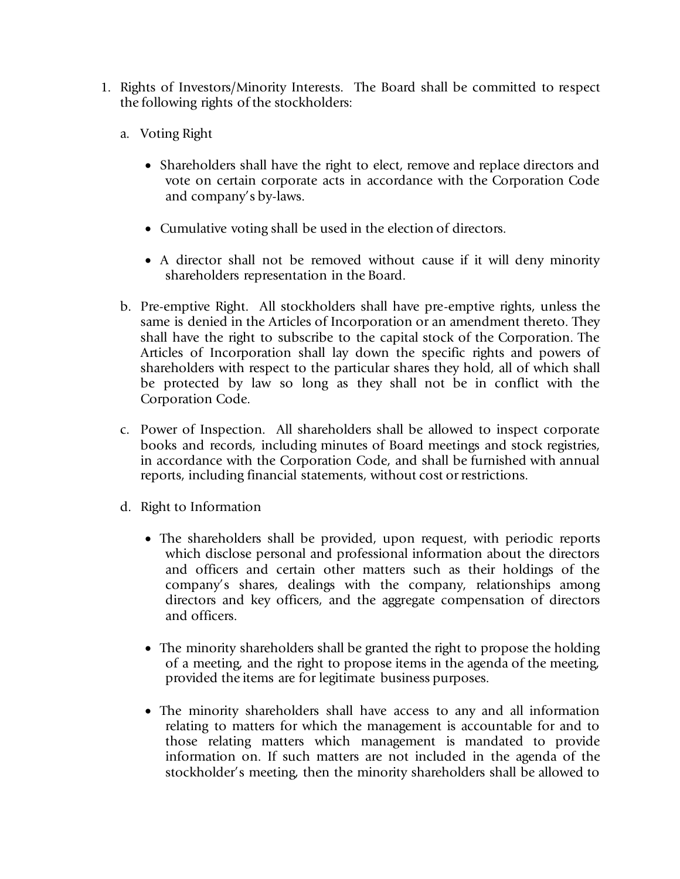1. Rights of Investors/Minority Interests. The Board shall be committed to respect the following rights of the stockholders:

   a. Voting Right

      - Shareholders shall have the right to elect, remove and replace directors and vote on certain corporate acts in accordance with the Corporation Code and company's by-laws.

      - Cumulative voting shall be used in the election of directors.

      - A director shall not be removed without cause if it will deny minority shareholders representation in the Board.

   b. Pre-emptive Right. All stockholders shall have pre-emptive rights, unless the same is denied in the Articles of Incorporation or an amendment thereto. They shall have the right to subscribe to the capital stock of the Corporation. The Articles of Incorporation shall lay down the specific rights and powers of shareholders with respect to the particular shares they hold, all of which shall be protected by law so long as they shall not be in conflict with the Corporation Code.

   c. Power of Inspection. All shareholders shall be allowed to inspect corporate books and records, including minutes of Board meetings and stock registries, in accordance with the Corporation Code, and shall be furnished with annual reports, including financial statements, without cost or restrictions.

   d. Right to Information

      - The shareholders shall be provided, upon request, with periodic reports which disclose personal and professional information about the directors and officers and certain other matters such as their holdings of the company's shares, dealings with the company, relationships among directors and key officers, and the aggregate compensation of directors and officers.

      - The minority shareholders shall be granted the right to propose the holding of a meeting, and the right to propose items in the agenda of the meeting, provided the items are for legitimate business purposes.

      - The minority shareholders shall have access to any and all information relating to matters for which the management is accountable for and to those relating matters which management is mandated to provide information on. If such matters are not included in the agenda of the stockholder's meeting, then the minority shareholders shall be allowed to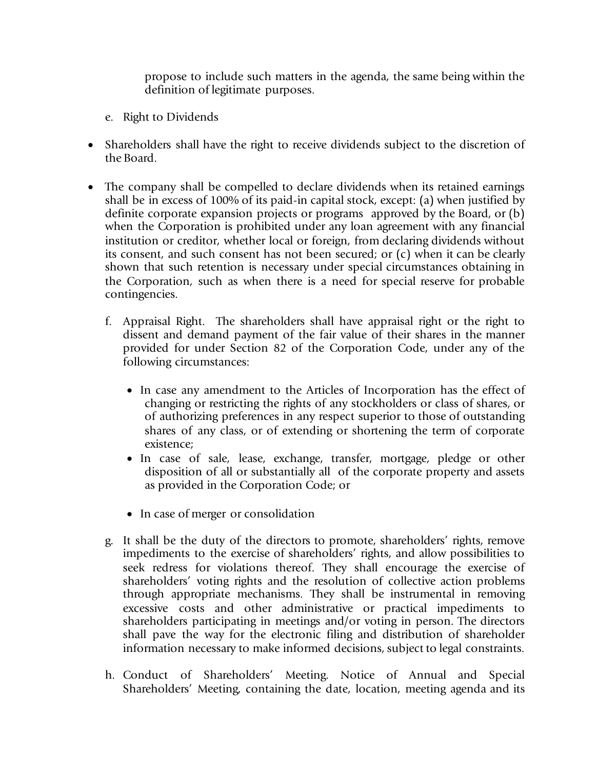propose to include such matters in the agenda, the same being within the definition of legitimate purposes.

e. Right to Dividends

- Shareholders shall have the right to receive dividends subject to the discretion of the Board.

- The company shall be compelled to declare dividends when its retained earnings shall be in excess of 100% of its paid-in capital stock, except: (a) when justified by definite corporate expansion projects or programs approved by the Board, or (b) when the Corporation is prohibited under any loan agreement with any financial institution or creditor, whether local or foreign, from declaring dividends without its consent, and such consent has not been secured; or (c) when it can be clearly shown that such retention is necessary under special circumstances obtaining in the Corporation, such as when there is a need for special reserve for probable contingencies.

f. Appraisal Right. The shareholders shall have appraisal right or the right to dissent and demand payment of the fair value of their shares in the manner provided for under Section 82 of the Corporation Code, under any of the following circumstances:

   - In case any amendment to the Articles of Incorporation has the effect of changing or restricting the rights of any stockholders or class of shares, or of authorizing preferences in any respect superior to those of outstanding shares of any class, or of extending or shortening the term of corporate existence;
   - In case of sale, lease, exchange, transfer, mortgage, pledge or other disposition of all or substantially all of the corporate property and assets as provided in the Corporation Code; or
   - In case of merger or consolidation

g. It shall be the duty of the directors to promote, shareholders' rights, remove impediments to the exercise of shareholders' rights, and allow possibilities to seek redress for violations thereof. They shall encourage the exercise of shareholders' voting rights and the resolution of collective action problems through appropriate mechanisms. They shall be instrumental in removing excessive costs and other administrative or practical impediments to shareholders participating in meetings and/or voting in person. The directors shall pave the way for the electronic filing and distribution of shareholder information necessary to make informed decisions, subject to legal constraints.

h. Conduct of Shareholders' Meeting. Notice of Annual and Special Shareholders' Meeting, containing the date, location, meeting agenda and its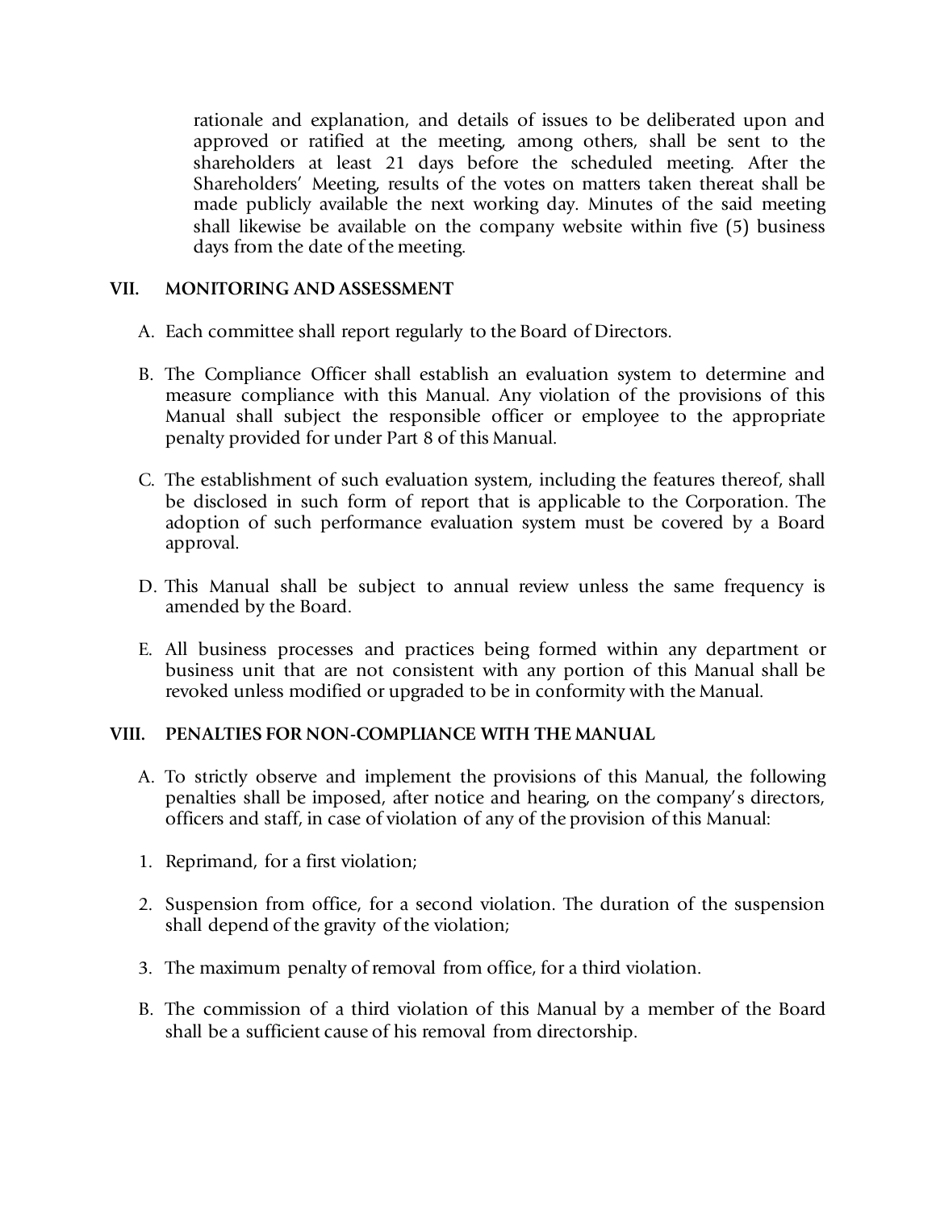rationale and explanation, and details of issues to be deliberated upon and approved or ratified at the meeting, among others, shall be sent to the shareholders at least 21 days before the scheduled meeting. After the Shareholders' Meeting, results of the votes on matters taken thereat shall be made publicly available the next working day. Minutes of the said meeting shall likewise be available on the company website within five (5) business days from the date of the meeting.

## VII. MONITORING AND ASSESSMENT

A. Each committee shall report regularly to the Board of Directors.

B. The Compliance Officer shall establish an evaluation system to determine and measure compliance with this Manual. Any violation of the provisions of this Manual shall subject the responsible officer or employee to the appropriate penalty provided for under Part 8 of this Manual.

C. The establishment of such evaluation system, including the features thereof, shall be disclosed in such form of report that is applicable to the Corporation. The adoption of such performance evaluation system must be covered by a Board approval.

D. This Manual shall be subject to annual review unless the same frequency is amended by the Board.

E. All business processes and practices being formed within any department or business unit that are not consistent with any portion of this Manual shall be revoked unless modified or upgraded to be in conformity with the Manual.

## VIII. PENALTIES FOR NON-COMPLIANCE WITH THE MANUAL

A. To strictly observe and implement the provisions of this Manual, the following penalties shall be imposed, after notice and hearing, on the company's directors, officers and staff, in case of violation of any of the provision of this Manual:

1. Reprimand, for a first violation;

2. Suspension from office, for a second violation. The duration of the suspension shall depend of the gravity of the violation;

3. The maximum penalty of removal from office, for a third violation.

B. The commission of a third violation of this Manual by a member of the Board shall be a sufficient cause of his removal from directorship.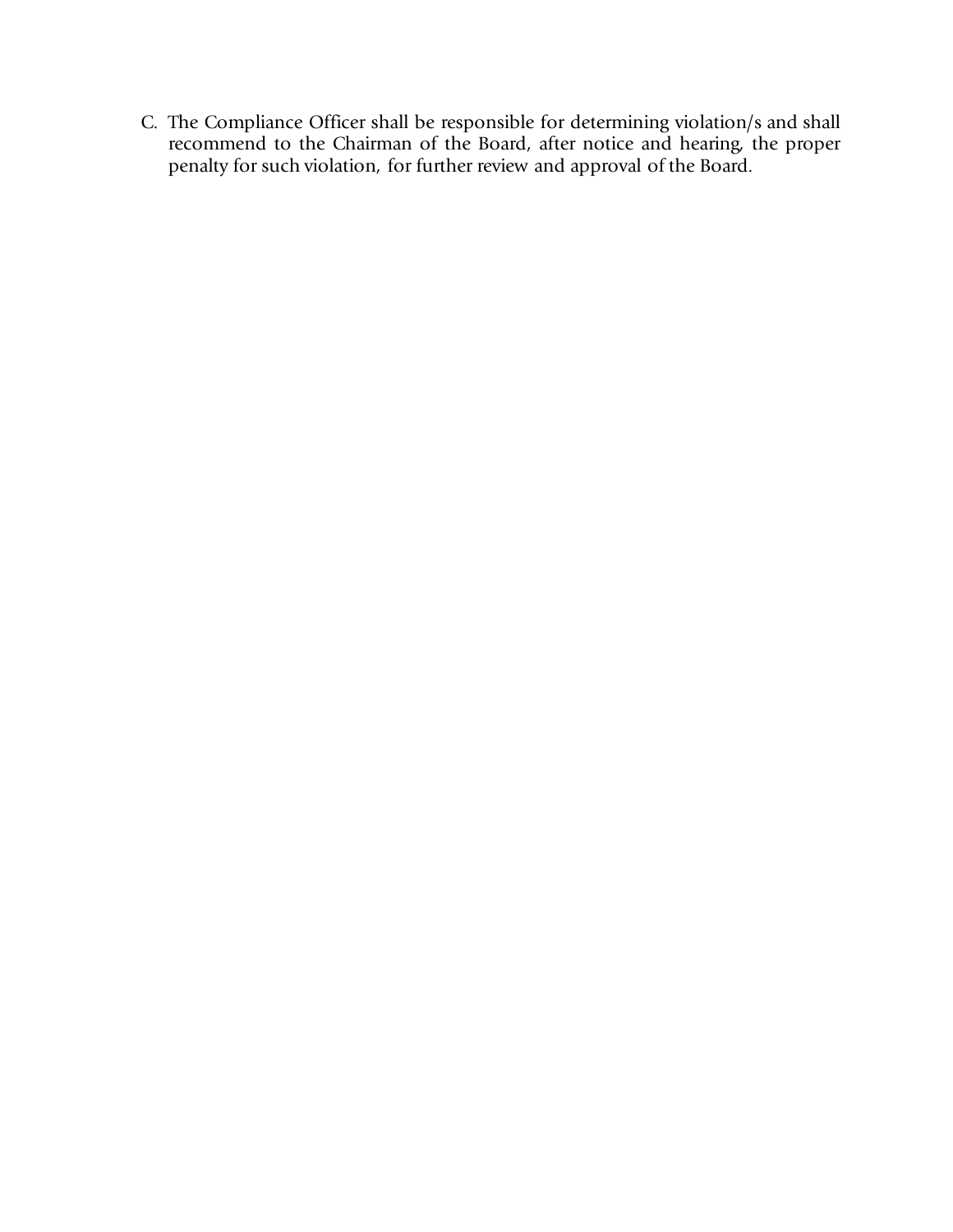C. The Compliance Officer shall be responsible for determining violation/s and shall recommend to the Chairman of the Board, after notice and hearing, the proper penalty for such violation, for further review and approval of the Board.